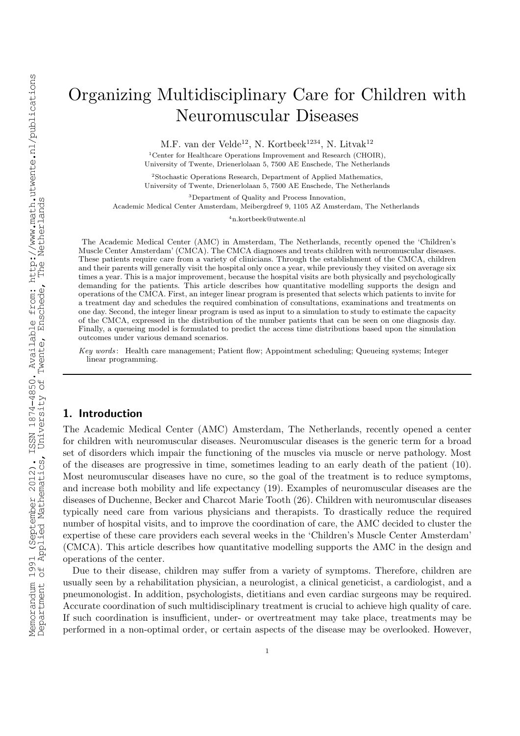# Organizing Multidisciplinary Care for Children with Neuromuscular Diseases

M.F. van der Velde[1,2], N. Kortbeek[1,2,3,4], N. Litvak[1,2]

[1]Center for Healthcare Operations Improvement and Research (CHOIR), University of Twente, Drienerlolaan 5, 7500 AE Enschede, The Netherlands

[2]Stochastic Operations Research, Department of Applied Mathematics, University of Twente, Drienerlolaan 5, 7500 AE Enschede, The Netherlands

[3]Department of Quality and Process Innovation, Academic Medical Center Amsterdam, Meibergdreef 9, 1105 AZ Amsterdam, The Netherlands

[4]n.kortbeek@utwente.nl

The Academic Medical Center (AMC) in Amsterdam, The Netherlands, recently opened the 'Children's Muscle Center Amsterdam' (CMCA). The CMCA diagnoses and treats children with neuromuscular diseases. These patients require care from a variety of clinicians. Through the establishment of the CMCA, children and their parents will generally visit the hospital only once a year, while previously they visited on average six times a year. This is a major improvement, because the hospital visits are both physically and psychologically demanding for the patients. This article describes how quantitative modelling supports the design and operations of the CMCA. First, an integer linear program is presented that selects which patients to invite for a treatment day and schedules the required combination of consultations, examinations and treatments on one day. Second, the integer linear program is used as input to a simulation to study to estimate the capacity of the CMCA, expressed in the distribution of the number patients that can be seen on one diagnosis day. Finally, a queueing model is formulated to predict the access time distributions based upon the simulation outcomes under various demand scenarios.

*Key words*: Health care management; Patient flow; Appointment scheduling; Queueing systems; Integer linear programming.

## 1. Introduction

The Academic Medical Center (AMC) Amsterdam, The Netherlands, recently opened a center for children with neuromuscular diseases. Neuromuscular diseases is the generic term for a broad set of disorders which impair the functioning of the muscles via muscle or nerve pathology. Most of the diseases are progressive in time, sometimes leading to an early death of the patient (10). Most neuromuscular diseases have no cure, so the goal of the treatment is to reduce symptoms, and increase both mobility and life expectancy (19). Examples of neuromuscular diseases are the diseases of Duchenne, Becker and Charcot Marie Tooth (26). Children with neuromuscular diseases typically need care from various physicians and therapists. To drastically reduce the required number of hospital visits, and to improve the coordination of care, the AMC decided to cluster the expertise of these care providers each several weeks in the 'Children's Muscle Center Amsterdam' (CMCA). This article describes how quantitative modelling supports the AMC in the design and operations of the center.

Due to their disease, children may suffer from a variety of symptoms. Therefore, children are usually seen by a rehabilitation physician, a neurologist, a clinical geneticist, a cardiologist, and a pneumonologist. In addition, psychologists, dietitians and even cardiac surgeons may be required. Accurate coordination of such multidisciplinary treatment is crucial to achieve high quality of care. If such coordination is insufficient, under- or overtreatment may take place, treatments may be performed in a non-optimal order, or certain aspects of the disease may be overlooked. However,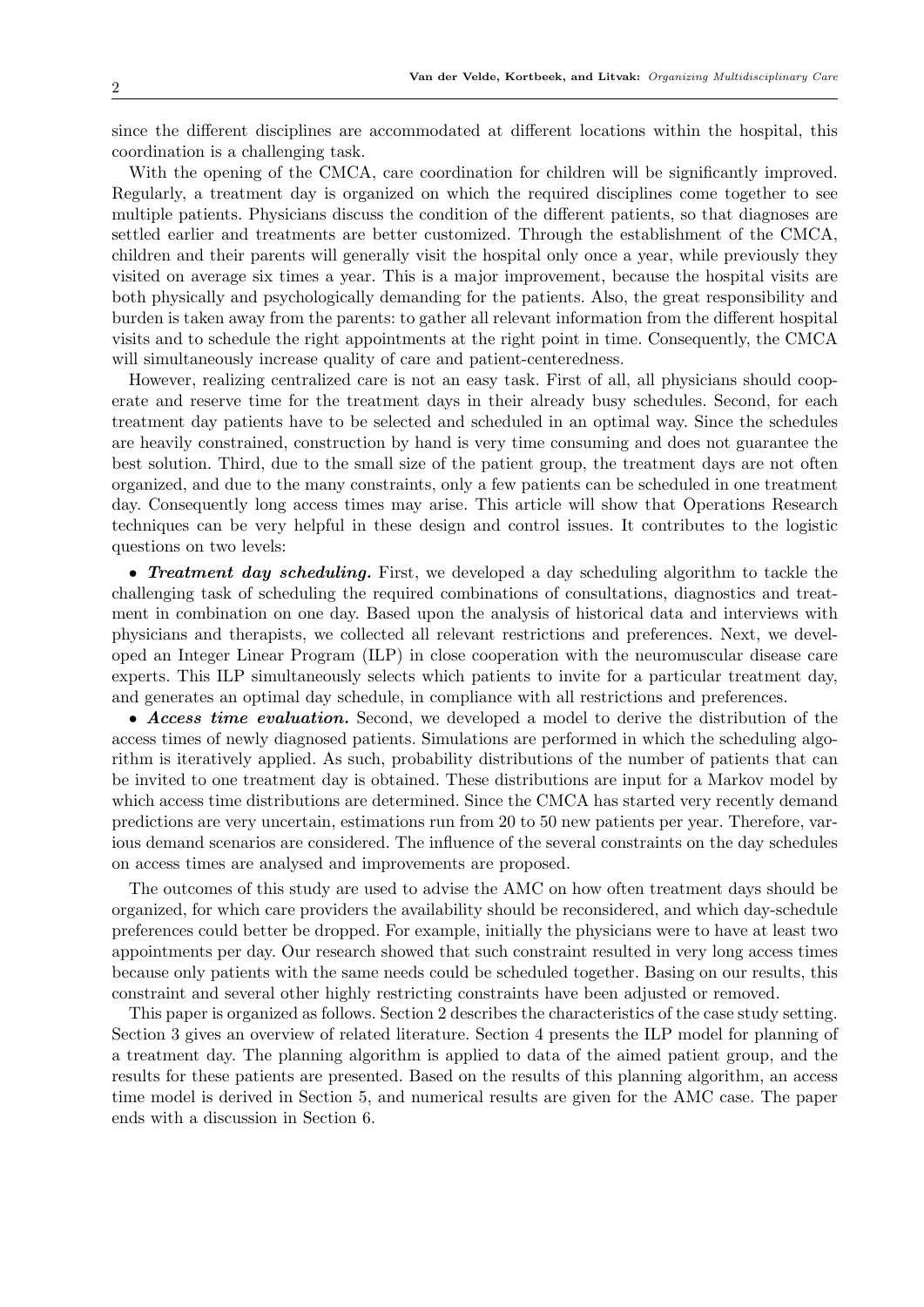since the different disciplines are accommodated at different locations within the hospital, this coordination is a challenging task.

With the opening of the CMCA, care coordination for children will be significantly improved. Regularly, a treatment day is organized on which the required disciplines come together to see multiple patients. Physicians discuss the condition of the different patients, so that diagnoses are settled earlier and treatments are better customized. Through the establishment of the CMCA, children and their parents will generally visit the hospital only once a year, while previously they visited on average six times a year. This is a major improvement, because the hospital visits are both physically and psychologically demanding for the patients. Also, the great responsibility and burden is taken away from the parents: to gather all relevant information from the different hospital visits and to schedule the right appointments at the right point in time. Consequently, the CMCA will simultaneously increase quality of care and patient-centeredness.

However, realizing centralized care is not an easy task. First of all, all physicians should cooperate and reserve time for the treatment days in their already busy schedules. Second, for each treatment day patients have to be selected and scheduled in an optimal way. Since the schedules are heavily constrained, construction by hand is very time consuming and does not guarantee the best solution. Third, due to the small size of the patient group, the treatment days are not often organized, and due to the many constraints, only a few patients can be scheduled in one treatment day. Consequently long access times may arise. This article will show that Operations Research techniques can be very helpful in these design and control issues. It contributes to the logistic questions on two levels:

- ***Treatment day scheduling.*** First, we developed a day scheduling algorithm to tackle the challenging task of scheduling the required combinations of consultations, diagnostics and treatment in combination on one day. Based upon the analysis of historical data and interviews with physicians and therapists, we collected all relevant restrictions and preferences. Next, we developed an Integer Linear Program (ILP) in close cooperation with the neuromuscular disease care experts. This ILP simultaneously selects which patients to invite for a particular treatment day, and generates an optimal day schedule, in compliance with all restrictions and preferences.
- ***Access time evaluation.*** Second, we developed a model to derive the distribution of the access times of newly diagnosed patients. Simulations are performed in which the scheduling algorithm is iteratively applied. As such, probability distributions of the number of patients that can be invited to one treatment day is obtained. These distributions are input for a Markov model by which access time distributions are determined. Since the CMCA has started very recently demand predictions are very uncertain, estimations run from 20 to 50 new patients per year. Therefore, various demand scenarios are considered. The influence of the several constraints on the day schedules on access times are analysed and improvements are proposed.

The outcomes of this study are used to advise the AMC on how often treatment days should be organized, for which care providers the availability should be reconsidered, and which day-schedule preferences could better be dropped. For example, initially the physicians were to have at least two appointments per day. Our research showed that such constraint resulted in very long access times because only patients with the same needs could be scheduled together. Basing on our results, this constraint and several other highly restricting constraints have been adjusted or removed.

This paper is organized as follows. Section 2 describes the characteristics of the case study setting. Section 3 gives an overview of related literature. Section 4 presents the ILP model for planning of a treatment day. The planning algorithm is applied to data of the aimed patient group, and the results for these patients are presented. Based on the results of this planning algorithm, an access time model is derived in Section 5, and numerical results are given for the AMC case. The paper ends with a discussion in Section 6.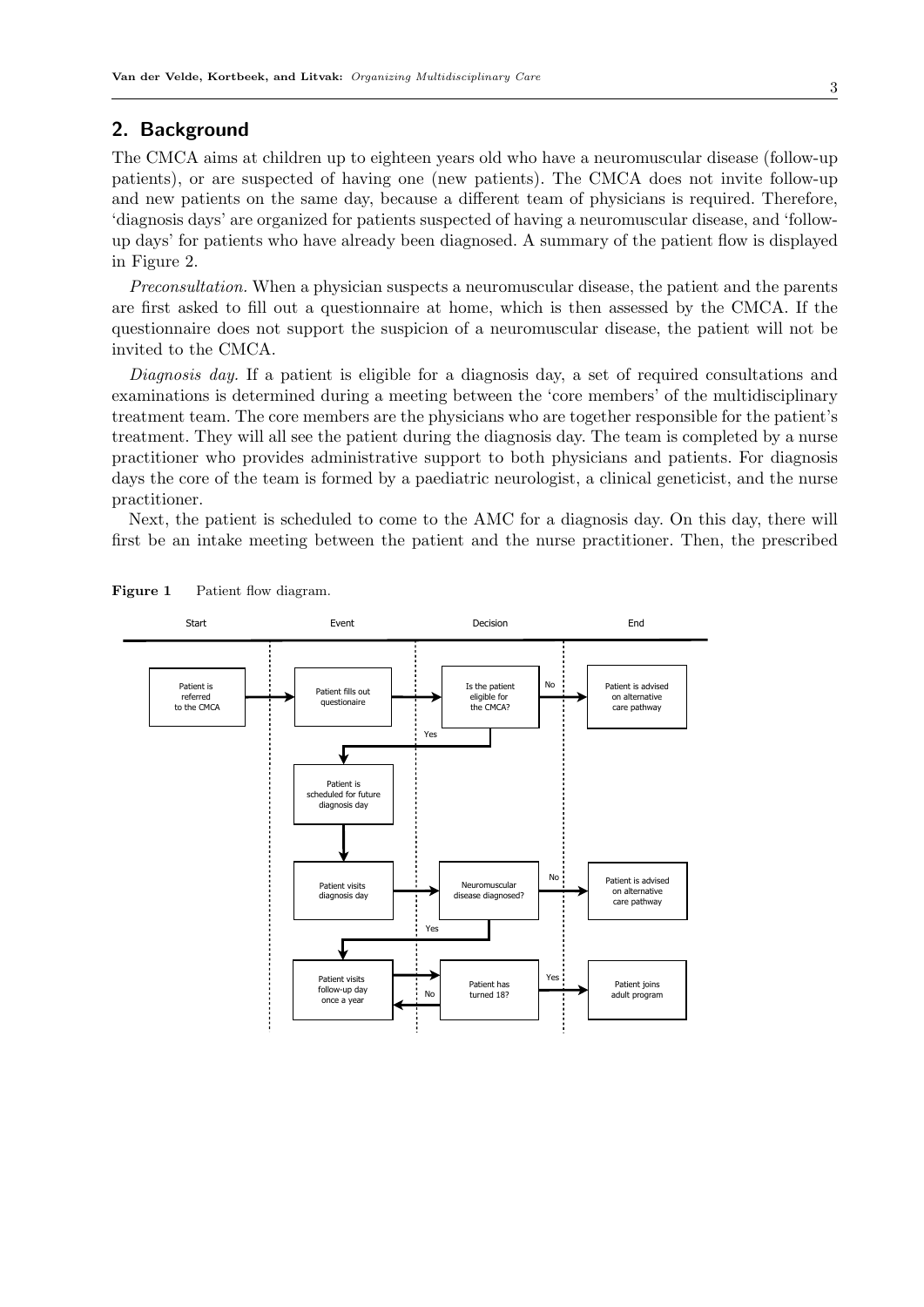## 2. Background

The CMCA aims at children up to eighteen years old who have a neuromuscular disease (follow-up patients), or are suspected of having one (new patients). The CMCA does not invite follow-up and new patients on the same day, because a different team of physicians is required. Therefore, 'diagnosis days' are organized for patients suspected of having a neuromuscular disease, and 'follow-up days' for patients who have already been diagnosed. A summary of the patient flow is displayed in Figure 2.

*Preconsultation.* When a physician suspects a neuromuscular disease, the patient and the parents are first asked to fill out a questionnaire at home, which is then assessed by the CMCA. If the questionnaire does not support the suspicion of a neuromuscular disease, the patient will not be invited to the CMCA.

*Diagnosis day.* If a patient is eligible for a diagnosis day, a set of required consultations and examinations is determined during a meeting between the 'core members' of the multidisciplinary treatment team. The core members are the physicians who are together responsible for the patient's treatment. They will all see the patient during the diagnosis day. The team is completed by a nurse practitioner who provides administrative support to both physicians and patients. For diagnosis days the core of the team is formed by a paediatric neurologist, a clinical geneticist, and the nurse practitioner.

Next, the patient is scheduled to come to the AMC for a diagnosis day. On this day, there will first be an intake meeting between the patient and the nurse practitioner. Then, the prescribed

**Figure 1** Patient flow diagram.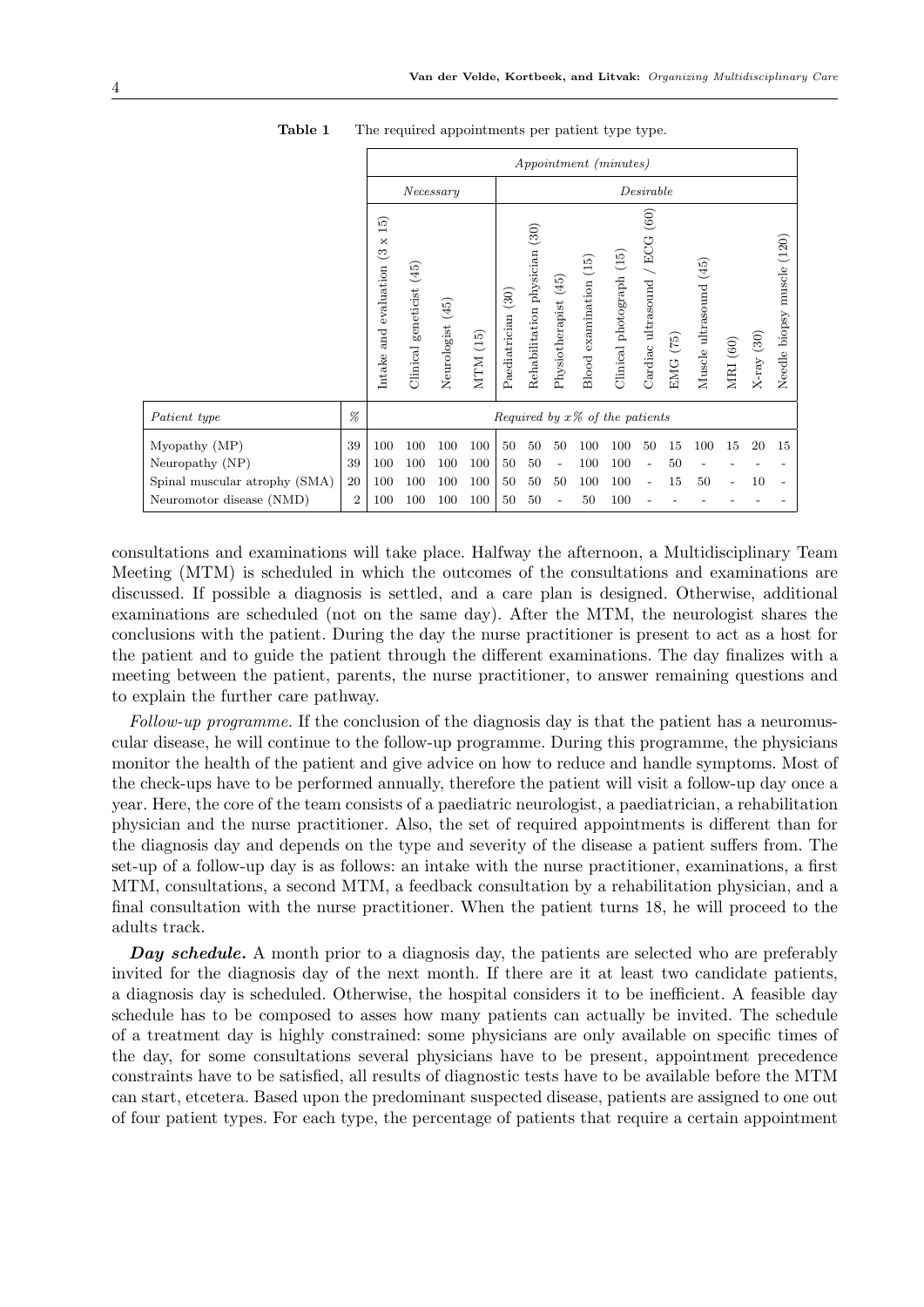**Table 1** The required appointments per patient type type.

| | | *Appointment (minutes)* | | | | | | | | | | | | | | |
|---|---|---|---|---|---|---|---|---|---|---|---|---|---|---|---|---|
| | | *Necessary* | | | | *Desirable* | | | | | | | | | | |
| | | Intake and evaluation (3 x 15) | Clinical geneticist (45) | Neurologist (45) | MTM (15) | Paediatrician (30) | Rehabilitation physician (30) | Physiotherapist (45) | Blood examination (15) | Clinical photograph (15) | Cardiac ultrasound / ECG (60) | EMG (75) | Muscle ultrasound (45) | MRI (60) | X-ray (30) | Needle biopsy muscle (120) |
| *Patient type* | *%* | *Required by x% of the patients* | | | | | | | | | | | | | | |
| Myopathy (MP) | 39 | 100 | 100 | 100 | 100 | 50 | 50 | 50 | 100 | 100 | 50 | 15 | 100 | 15 | 20 | 15 |
| Neuropathy (NP) | 39 | 100 | 100 | 100 | 100 | 50 | 50 | - | 100 | 100 | - | 50 | - | - | - | - |
| Spinal muscular atrophy (SMA) | 20 | 100 | 100 | 100 | 100 | 50 | 50 | 50 | 100 | 100 | - | 15 | 50 | - | 10 | - |
| Neuromotor disease (NMD) | 2 | 100 | 100 | 100 | 100 | 50 | 50 | - | 50 | 100 | - | - | - | - | - | - |

consultations and examinations will take place. Halfway the afternoon, a Multidisciplinary Team Meeting (MTM) is scheduled in which the outcomes of the consultations and examinations are discussed. If possible a diagnosis is settled, and a care plan is designed. Otherwise, additional examinations are scheduled (not on the same day). After the MTM, the neurologist shares the conclusions with the patient. During the day the nurse practitioner is present to act as a host for the patient and to guide the patient through the different examinations. The day finalizes with a meeting between the patient, parents, the nurse practitioner, to answer remaining questions and to explain the further care pathway.

*Follow-up programme.* If the conclusion of the diagnosis day is that the patient has a neuromuscular disease, he will continue to the follow-up programme. During this programme, the physicians monitor the health of the patient and give advice on how to reduce and handle symptoms. Most of the check-ups have to be performed annually, therefore the patient will visit a follow-up day once a year. Here, the core of the team consists of a paediatric neurologist, a paediatrician, a rehabilitation physician and the nurse practitioner. Also, the set of required appointments is different than for the diagnosis day and depends on the type and severity of the disease a patient suffers from. The set-up of a follow-up day is as follows: an intake with the nurse practitioner, examinations, a first MTM, consultations, a second MTM, a feedback consultation by a rehabilitation physician, and a final consultation with the nurse practitioner. When the patient turns 18, he will proceed to the adults track.

***Day schedule.*** A month prior to a diagnosis day, the patients are selected who are preferably invited for the diagnosis day of the next month. If there are it at least two candidate patients, a diagnosis day is scheduled. Otherwise, the hospital considers it to be inefficient. A feasible day schedule has to be composed to asses how many patients can actually be invited. The schedule of a treatment day is highly constrained: some physicians are only available on specific times of the day, for some consultations several physicians have to be present, appointment precedence constraints have to be satisfied, all results of diagnostic tests have to be available before the MTM can start, etcetera. Based upon the predominant suspected disease, patients are assigned to one out of four patient types. For each type, the percentage of patients that require a certain appointment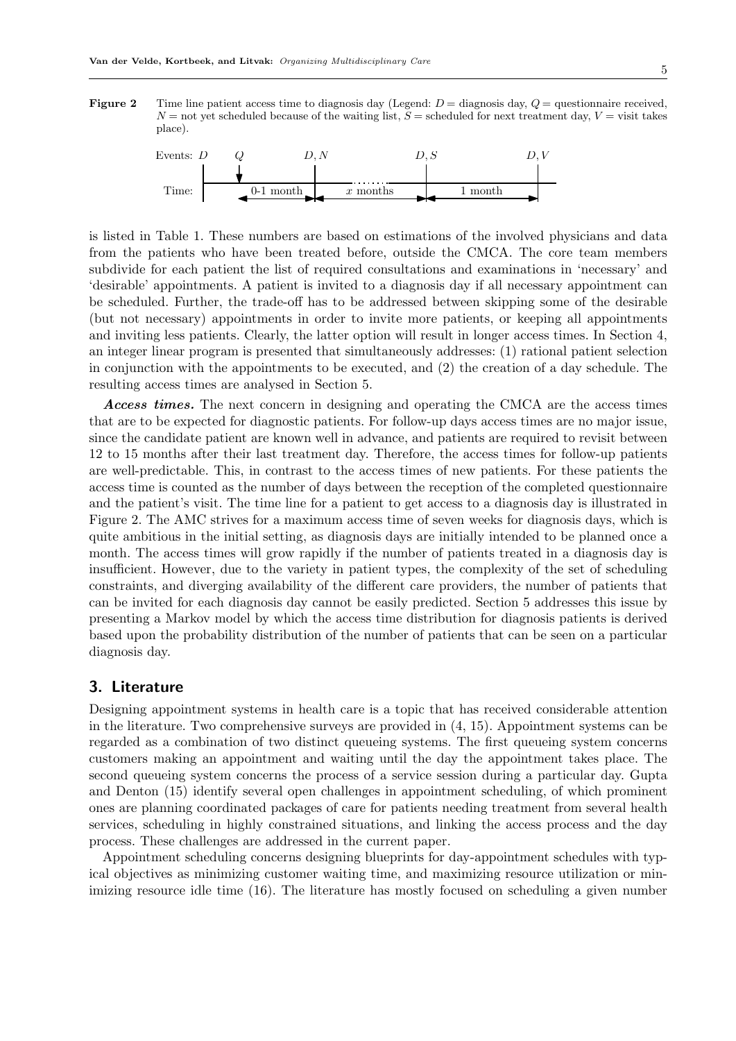**Figure 2** Time line patient access time to diagnosis day (Legend: $D$ = diagnosis day, $Q$ = questionnaire received, $N$ = not yet scheduled because of the waiting list, $S$ = scheduled for next treatment day, $V$ = visit takes place).

| Events: | $D$ | $Q$ | $D, N$ | $D, S$ | $D, V$ |
|---|---|---|---|---|---|
| Time: | | 0-1 month | $x$ months | 1 month | |

is listed in Table 1. These numbers are based on estimations of the involved physicians and data from the patients who have been treated before, outside the CMCA. The core team members subdivide for each patient the list of required consultations and examinations in 'necessary' and 'desirable' appointments. A patient is invited to a diagnosis day if all necessary appointment can be scheduled. Further, the trade-off has to be addressed between skipping some of the desirable (but not necessary) appointments in order to invite more patients, or keeping all appointments and inviting less patients. Clearly, the latter option will result in longer access times. In Section 4, an integer linear program is presented that simultaneously addresses: (1) rational patient selection in conjunction with the appointments to be executed, and (2) the creation of a day schedule. The resulting access times are analysed in Section 5.

***Access times.*** The next concern in designing and operating the CMCA are the access times that are to be expected for diagnostic patients. For follow-up days access times are no major issue, since the candidate patient are known well in advance, and patients are required to revisit between 12 to 15 months after their last treatment day. Therefore, the access times for follow-up patients are well-predictable. This, in contrast to the access times of new patients. For these patients the access time is counted as the number of days between the reception of the completed questionnaire and the patient's visit. The time line for a patient to get access to a diagnosis day is illustrated in Figure 2. The AMC strives for a maximum access time of seven weeks for diagnosis days, which is quite ambitious in the initial setting, as diagnosis days are initially intended to be planned once a month. The access times will grow rapidly if the number of patients treated in a diagnosis day is insufficient. However, due to the variety in patient types, the complexity of the set of scheduling constraints, and diverging availability of the different care providers, the number of patients that can be invited for each diagnosis day cannot be easily predicted. Section 5 addresses this issue by presenting a Markov model by which the access time distribution for diagnosis patients is derived based upon the probability distribution of the number of patients that can be seen on a particular diagnosis day.

## 3. Literature

Designing appointment systems in health care is a topic that has received considerable attention in the literature. Two comprehensive surveys are provided in (4, 15). Appointment systems can be regarded as a combination of two distinct queueing systems. The first queueing system concerns customers making an appointment and waiting until the day the appointment takes place. The second queueing system concerns the process of a service session during a particular day. Gupta and Denton (15) identify several open challenges in appointment scheduling, of which prominent ones are planning coordinated packages of care for patients needing treatment from several health services, scheduling in highly constrained situations, and linking the access process and the day process. These challenges are addressed in the current paper.

Appointment scheduling concerns designing blueprints for day-appointment schedules with typical objectives as minimizing customer waiting time, and maximizing resource utilization or minimizing resource idle time (16). The literature has mostly focused on scheduling a given number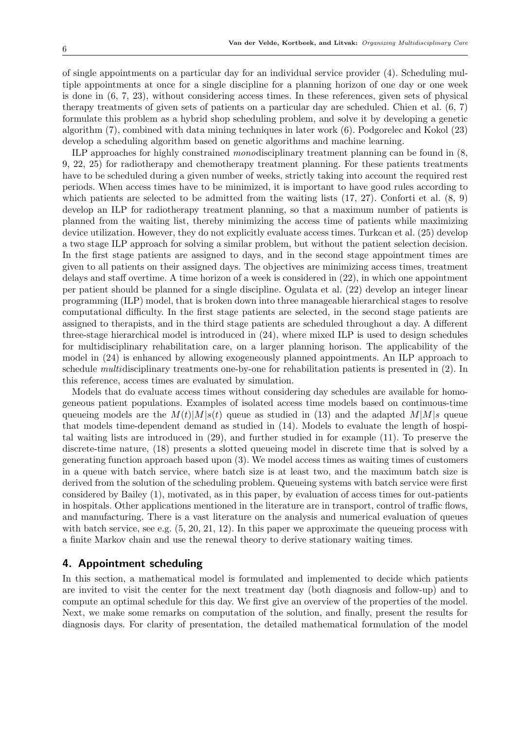of single appointments on a particular day for an individual service provider (4). Scheduling multiple appointments at once for a single discipline for a planning horizon of one day or one week is done in (6, 7, 23), without considering access times. In these references, given sets of physical therapy treatments of given sets of patients on a particular day are scheduled. Chien et al. (6, 7) formulate this problem as a hybrid shop scheduling problem, and solve it by developing a genetic algorithm (7), combined with data mining techniques in later work (6). Podgorelec and Kokol (23) develop a scheduling algorithm based on genetic algorithms and machine learning.

ILP approaches for highly constrained *mono*disciplinary treatment planning can be found in (8, 9, 22, 25) for radiotherapy and chemotherapy treatment planning. For these patients treatments have to be scheduled during a given number of weeks, strictly taking into account the required rest periods. When access times have to be minimized, it is important to have good rules according to which patients are selected to be admitted from the waiting lists (17, 27). Conforti et al. (8, 9) develop an ILP for radiotherapy treatment planning, so that a maximum number of patients is planned from the waiting list, thereby minimizing the access time of patients while maximizing device utilization. However, they do not explicitly evaluate access times. Turkcan et al. (25) develop a two stage ILP approach for solving a similar problem, but without the patient selection decision. In the first stage patients are assigned to days, and in the second stage appointment times are given to all patients on their assigned days. The objectives are minimizing access times, treatment delays and staff overtime. A time horizon of a week is considered in (22), in which one appointment per patient should be planned for a single discipline. Ogulata et al. (22) develop an integer linear programming (ILP) model, that is broken down into three manageable hierarchical stages to resolve computational difficulty. In the first stage patients are selected, in the second stage patients are assigned to therapists, and in the third stage patients are scheduled throughout a day. A different three-stage hierarchical model is introduced in (24), where mixed ILP is used to design schedules for multidisciplinary rehabilitation care, on a larger planning horison. The applicability of the model in (24) is enhanced by allowing exogeneously planned appointments. An ILP approach to schedule *multi*disciplinary treatments one-by-one for rehabilitation patients is presented in (2). In this reference, access times are evaluated by simulation.

Models that do evaluate access times without considering day schedules are available for homogeneous patient populations. Examples of isolated access time models based on continuous-time queueing models are the $M(t)|M|s(t)$ queue as studied in (13) and the adapted $M|M|s$ queue that models time-dependent demand as studied in (14). Models to evaluate the length of hospital waiting lists are introduced in (29), and further studied in for example (11). To preserve the discrete-time nature, (18) presents a slotted queueing model in discrete time that is solved by a generating function approach based upon (3). We model access times as waiting times of customers in a queue with batch service, where batch size is at least two, and the maximum batch size is derived from the solution of the scheduling problem. Queueing systems with batch service were first considered by Bailey (1), motivated, as in this paper, by evaluation of access times for out-patients in hospitals. Other applications mentioned in the literature are in transport, control of traffic flows, and manufacturing. There is a vast literature on the analysis and numerical evaluation of queues with batch service, see e.g. (5, 20, 21, 12). In this paper we approximate the queueing process with a finite Markov chain and use the renewal theory to derive stationary waiting times.

## 4. Appointment scheduling

In this section, a mathematical model is formulated and implemented to decide which patients are invited to visit the center for the next treatment day (both diagnosis and follow-up) and to compute an optimal schedule for this day. We first give an overview of the properties of the model. Next, we make some remarks on computation of the solution, and finally, present the results for diagnosis days. For clarity of presentation, the detailed mathematical formulation of the model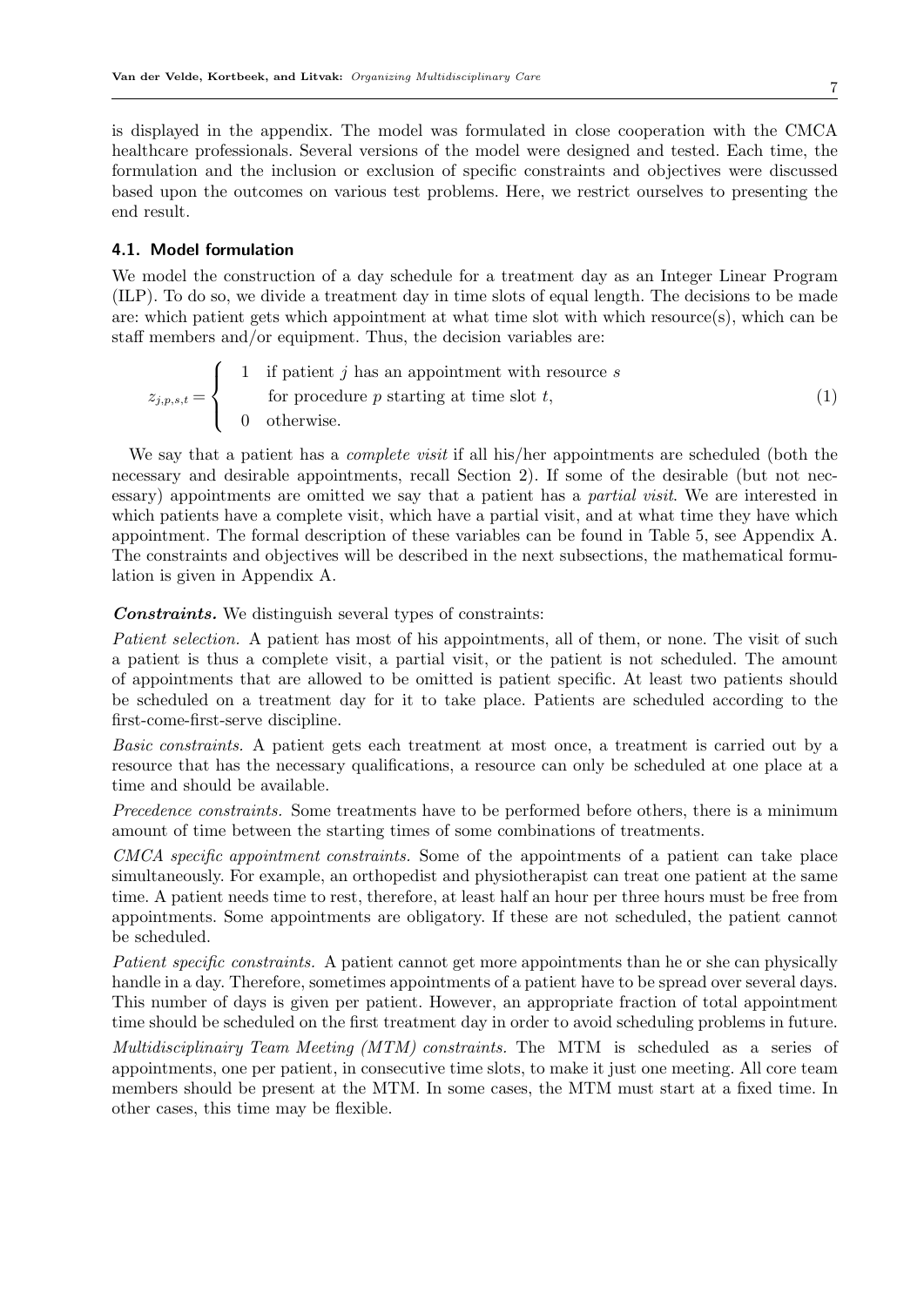is displayed in the appendix. The model was formulated in close cooperation with the CMCA healthcare professionals. Several versions of the model were designed and tested. Each time, the formulation and the inclusion or exclusion of specific constraints and objectives were discussed based upon the outcomes on various test problems. Here, we restrict ourselves to presenting the end result.

### 4.1. Model formulation

We model the construction of a day schedule for a treatment day as an Integer Linear Program (ILP). To do so, we divide a treatment day in time slots of equal length. The decisions to be made are: which patient gets which appointment at what time slot with which resource(s), which can be staff members and/or equipment. Thus, the decision variables are:

$$z_{j,p,s,t} = \begin{cases} 1 & \text{if patient } j \text{ has an appointment with resource } s \\ & \text{for procedure } p \text{ starting at time slot } t, \\ 0 & \text{otherwise.} \end{cases} \tag{1}$$

We say that a patient has a *complete visit* if all his/her appointments are scheduled (both the necessary and desirable appointments, recall Section 2). If some of the desirable (but not necessary) appointments are omitted we say that a patient has a *partial visit*. We are interested in which patients have a complete visit, which have a partial visit, and at what time they have which appointment. The formal description of these variables can be found in Table 5, see Appendix A. The constraints and objectives will be described in the next subsections, the mathematical formulation is given in Appendix A.

***Constraints.*** We distinguish several types of constraints:

*Patient selection.* A patient has most of his appointments, all of them, or none. The visit of such a patient is thus a complete visit, a partial visit, or the patient is not scheduled. The amount of appointments that are allowed to be omitted is patient specific. At least two patients should be scheduled on a treatment day for it to take place. Patients are scheduled according to the first-come-first-serve discipline.

*Basic constraints.* A patient gets each treatment at most once, a treatment is carried out by a resource that has the necessary qualifications, a resource can only be scheduled at one place at a time and should be available.

*Precedence constraints.* Some treatments have to be performed before others, there is a minimum amount of time between the starting times of some combinations of treatments.

*CMCA specific appointment constraints.* Some of the appointments of a patient can take place simultaneously. For example, an orthopedist and physiotherapist can treat one patient at the same time. A patient needs time to rest, therefore, at least half an hour per three hours must be free from appointments. Some appointments are obligatory. If these are not scheduled, the patient cannot be scheduled.

*Patient specific constraints.* A patient cannot get more appointments than he or she can physically handle in a day. Therefore, sometimes appointments of a patient have to be spread over several days. This number of days is given per patient. However, an appropriate fraction of total appointment time should be scheduled on the first treatment day in order to avoid scheduling problems in future.

*Multidisciplinairy Team Meeting (MTM) constraints.* The MTM is scheduled as a series of appointments, one per patient, in consecutive time slots, to make it just one meeting. All core team members should be present at the MTM. In some cases, the MTM must start at a fixed time. In other cases, this time may be flexible.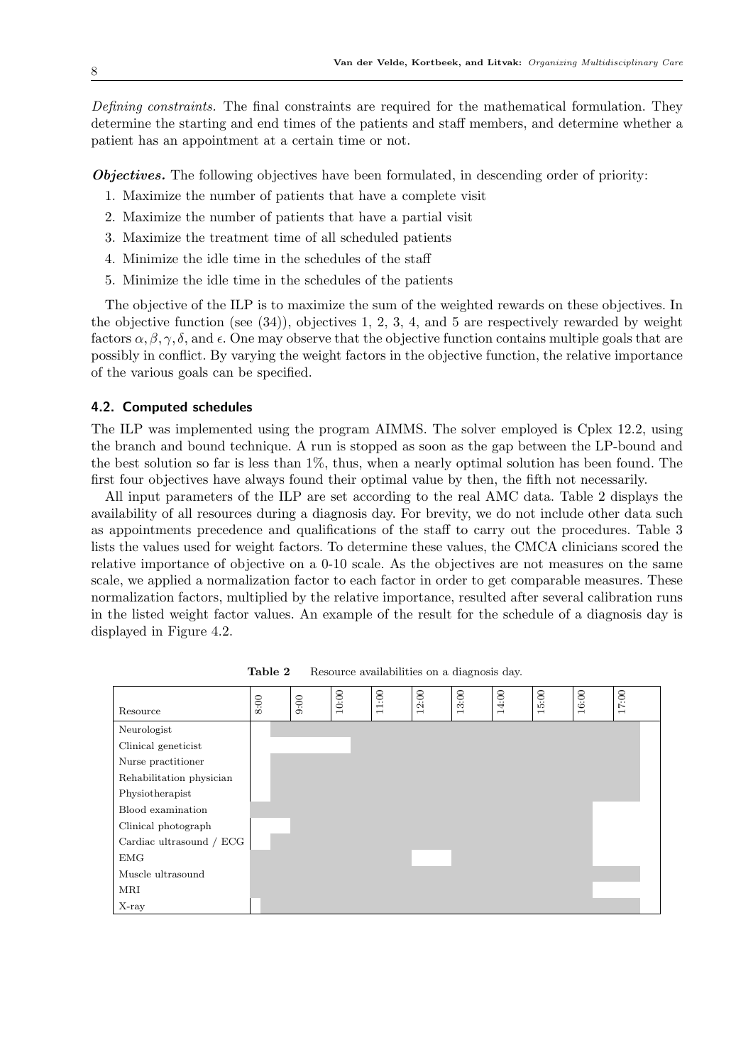*Defining constraints.* The final constraints are required for the mathematical formulation. They determine the starting and end times of the patients and staff members, and determine whether a patient has an appointment at a certain time or not.

***Objectives.*** The following objectives have been formulated, in descending order of priority:

1. Maximize the number of patients that have a complete visit
2. Maximize the number of patients that have a partial visit
3. Maximize the treatment time of all scheduled patients
4. Minimize the idle time in the schedules of the staff
5. Minimize the idle time in the schedules of the patients

The objective of the ILP is to maximize the sum of the weighted rewards on these objectives. In the objective function (see (34)), objectives 1, 2, 3, 4, and 5 are respectively rewarded by weight factors $\alpha, \beta, \gamma, \delta$, and $\epsilon$. One may observe that the objective function contains multiple goals that are possibly in conflict. By varying the weight factors in the objective function, the relative importance of the various goals can be specified.

### 4.2. Computed schedules

The ILP was implemented using the program AIMMS. The solver employed is Cplex 12.2, using the branch and bound technique. A run is stopped as soon as the gap between the LP-bound and the best solution so far is less than 1%, thus, when a nearly optimal solution has been found. The first four objectives have always found their optimal value by then, the fifth not necessarily.

All input parameters of the ILP are set according to the real AMC data. Table 2 displays the availability of all resources during a diagnosis day. For brevity, we do not include other data such as appointments precedence and qualifications of the staff to carry out the procedures. Table 3 lists the values used for weight factors. To determine these values, the CMCA clinicians scored the relative importance of objective on a 0-10 scale. As the objectives are not measures on the same scale, we applied a normalization factor to each factor in order to get comparable measures. These normalization factors, multiplied by the relative importance, resulted after several calibration runs in the listed weight factor values. An example of the result for the schedule of a diagnosis day is displayed in Figure 4.2.

**Table 2** Resource availabilities on a diagnosis day.

| Resource | Availability (shaded period, 8:00–17:00 time axis) |
|---|---|
| Neurologist | 8:30–17:30 |
| Clinical geneticist | 10:30–17:30 |
| Nurse practitioner | 8:30–17:30 |
| Rehabilitation physician | 8:30–17:30 |
| Physiotherapist | 8:30–17:30 |
| Blood examination | 8:00–16:30 |
| Clinical photograph | 9:00–16:30 |
| Cardiac ultrasound / ECG | 8:30–16:30 |
| EMG | 8:00–12:00, 13:00–16:30 |
| Muscle ultrasound | 8:00–17:30 |
| MRI | 8:00–16:30 |
| X-ray | 8:15–17:30 |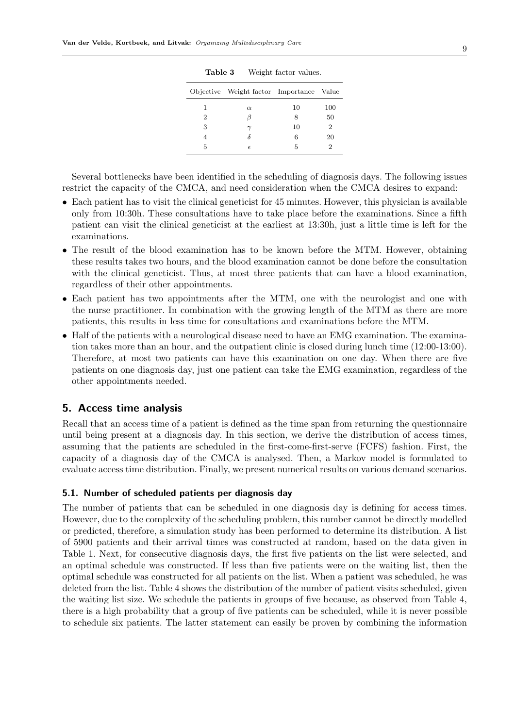**Table 3** Weight factor values.

| Objective | Weight factor | Importance | Value |
|---|---|---|---|
| 1 | $\alpha$ | 10 | 100 |
| 2 | $\beta$ | 8 | 50 |
| 3 | $\gamma$ | 10 | 2 |
| 4 | $\delta$ | 6 | 20 |
| 5 | $\epsilon$ | 5 | 2 |

Several bottlenecks have been identified in the scheduling of diagnosis days. The following issues restrict the capacity of the CMCA, and need consideration when the CMCA desires to expand:

- Each patient has to visit the clinical geneticist for 45 minutes. However, this physician is available only from 10:30h. These consultations have to take place before the examinations. Since a fifth patient can visit the clinical geneticist at the earliest at 13:30h, just a little time is left for the examinations.
- The result of the blood examination has to be known before the MTM. However, obtaining these results takes two hours, and the blood examination cannot be done before the consultation with the clinical geneticist. Thus, at most three patients that can have a blood examination, regardless of their other appointments.
- Each patient has two appointments after the MTM, one with the neurologist and one with the nurse practitioner. In combination with the growing length of the MTM as there are more patients, this results in less time for consultations and examinations before the MTM.
- Half of the patients with a neurological disease need to have an EMG examination. The examination takes more than an hour, and the outpatient clinic is closed during lunch time (12:00-13:00). Therefore, at most two patients can have this examination on one day. When there are five patients on one diagnosis day, just one patient can take the EMG examination, regardless of the other appointments needed.

## 5. Access time analysis

Recall that an access time of a patient is defined as the time span from returning the questionnaire until being present at a diagnosis day. In this section, we derive the distribution of access times, assuming that the patients are scheduled in the first-come-first-serve (FCFS) fashion. First, the capacity of a diagnosis day of the CMCA is analysed. Then, a Markov model is formulated to evaluate access time distribution. Finally, we present numerical results on various demand scenarios.

### 5.1. Number of scheduled patients per diagnosis day

The number of patients that can be scheduled in one diagnosis day is defining for access times. However, due to the complexity of the scheduling problem, this number cannot be directly modelled or predicted, therefore, a simulation study has been performed to determine its distribution. A list of 5900 patients and their arrival times was constructed at random, based on the data given in Table 1. Next, for consecutive diagnosis days, the first five patients on the list were selected, and an optimal schedule was constructed. If less than five patients were on the waiting list, then the optimal schedule was constructed for all patients on the list. When a patient was scheduled, he was deleted from the list. Table 4 shows the distribution of the number of patient visits scheduled, given the waiting list size. We schedule the patients in groups of five because, as observed from Table 4, there is a high probability that a group of five patients can be scheduled, while it is never possible to schedule six patients. The latter statement can easily be proven by combining the information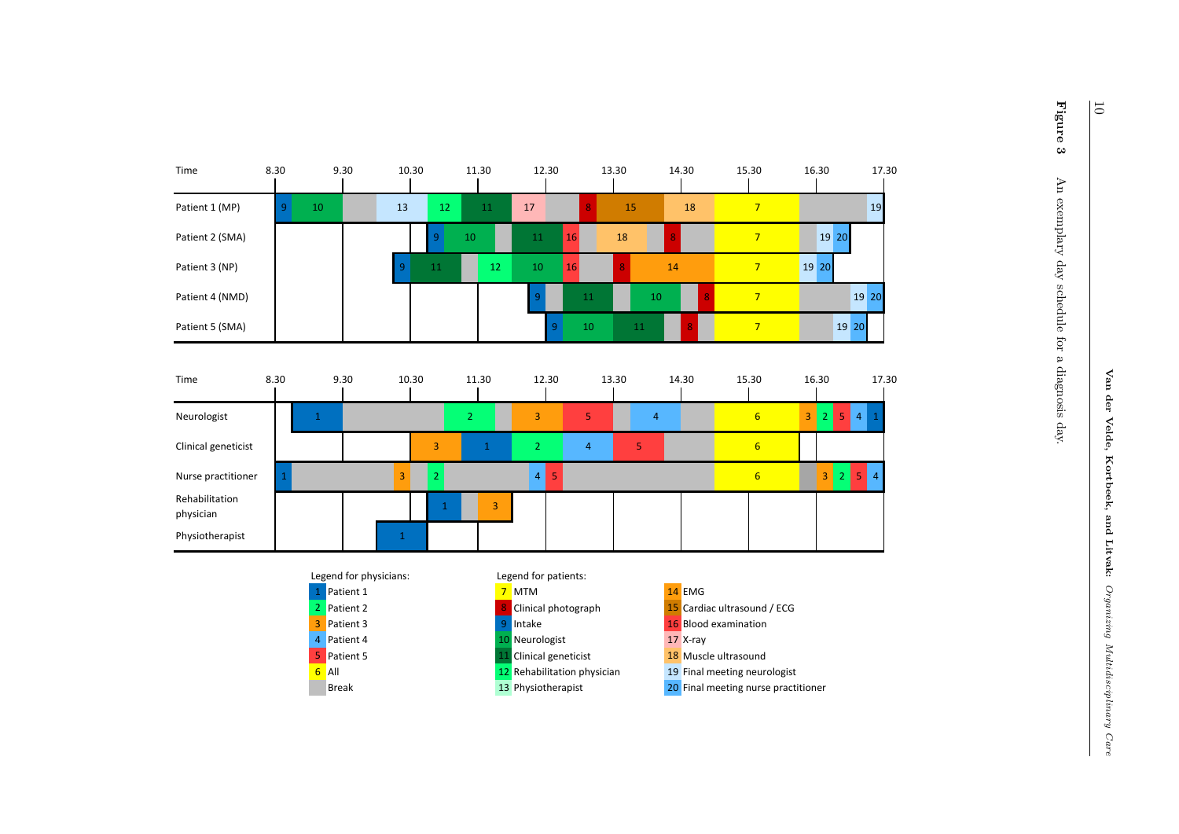| Time | 8.30 | 9.30 | 10.30 | 11.30 | 12.30 | 13.30 | 14.30 | 15.30 | 16.30 | 17.30 |
|---|---|---|---|---|---|---|---|---|---|---|
| Patient 1 (MP) | 9, 10 | 13 | 12, 11 | 17 | 8, 15 | 18 | 7 | | 19 | |
| Patient 2 (SMA) | | | 9, 10 | 11, 16 | 18 | 8 | 7 | 19, 20 | | |
| Patient 3 (NP) | | 9, 11 | 12, 10 | 16 | 8, 14 | | 7 | 19, 20 | | |
| Patient 4 (NMD) | | | | 9 | 11 | 10, 8 | 7 | | 19, 20 | |
| Patient 5 (SMA) | | | | 9, 10 | 11 | 8 | 7 | 19, 20 | | |

| Time | 8.30 | 9.30 | 10.30 | 11.30 | 12.30 | 13.30 | 14.30 | 15.30 | 16.30 | 17.30 |
|---|---|---|---|---|---|---|---|---|---|---|
| Neurologist | 1 | | 2 | 3 | 5 | 4 | | 6 | 3, 2, 5, 4, 1 | |
| Clinical geneticist | | | 3 | 1 | 2 | 4 | 5 | 6 | | |
| Nurse practitioner | 1 | | 3, 2 | | 4, 5 | | | 6 | 3, 2, 5, 4 | |
| Rehabilitation physician | | | | 1, 3 | | | | | | |
| Physiotherapist | | | 1 | | | | | | | |

Legend for physicians:
- 1 Patient 1
- 2 Patient 2
- 3 Patient 3
- 4 Patient 4
- 5 Patient 5
- 6 All
- Break

Legend for patients:
- 7 MTM
- 8 Clinical photograph
- 9 Intake
- 10 Neurologist
- 11 Clinical geneticist
- 12 Rehabilitation physician
- 13 Physiotherapist
- 14 EMG
- 15 Cardiac ultrasound / ECG
- 16 Blood examination
- 17 X-ray
- 18 Muscle ultrasound
- 19 Final meeting neurologist
- 20 Final meeting nurse practitioner

**Figure 3** An exemplary day schedule for a diagnosis day.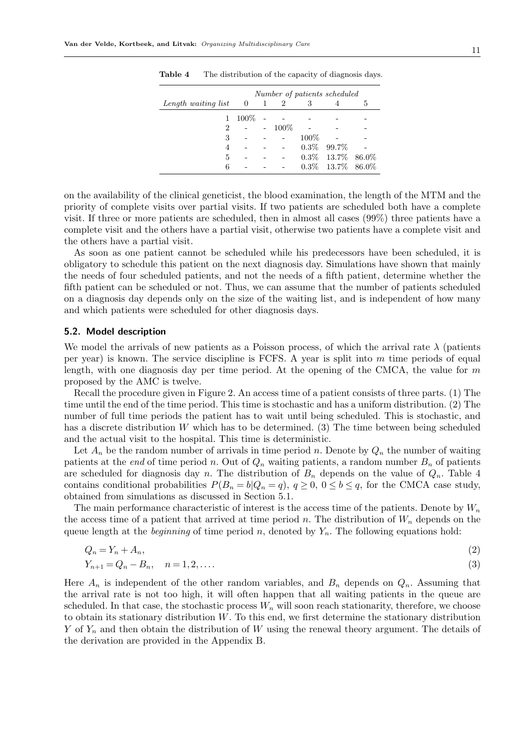**Table 4** The distribution of the capacity of diagnosis days.

| | Number of patients scheduled | | | | | |
|---|---|---|---|---|---|---|
| *Length waiting list* | 0 | 1 | 2 | 3 | 4 | 5 |
| 1 | 100% | - | - | - | - | - |
| 2 | - | - | 100% | - | - | - |
| 3 | - | - | - | 100% | - | - |
| 4 | - | - | - | 0.3% | 99.7% | - |
| 5 | - | - | - | 0.3% | 13.7% | 86.0% |
| 6 | - | - | - | 0.3% | 13.7% | 86.0% |

on the availability of the clinical geneticist, the blood examination, the length of the MTM and the priority of complete visits over partial visits. If two patients are scheduled both have a complete visit. If three or more patients are scheduled, then in almost all cases (99%) three patients have a complete visit and the others have a partial visit, otherwise two patients have a complete visit and the others have a partial visit.

As soon as one patient cannot be scheduled while his predecessors have been scheduled, it is obligatory to schedule this patient on the next diagnosis day. Simulations have shown that mainly the needs of four scheduled patients, and not the needs of a fifth patient, determine whether the fifth patient can be scheduled or not. Thus, we can assume that the number of patients scheduled on a diagnosis day depends only on the size of the waiting list, and is independent of how many and which patients were scheduled for other diagnosis days.

### 5.2. Model description

We model the arrivals of new patients as a Poisson process, of which the arrival rate $\lambda$ (patients per year) is known. The service discipline is FCFS. A year is split into $m$ time periods of equal length, with one diagnosis day per time period. At the opening of the CMCA, the value for $m$ proposed by the AMC is twelve.

Recall the procedure given in Figure 2. An access time of a patient consists of three parts. (1) The time until the end of the time period. This time is stochastic and has a uniform distribution. (2) The number of full time periods the patient has to wait until being scheduled. This is stochastic, and has a discrete distribution $W$ which has to be determined. (3) The time between being scheduled and the actual visit to the hospital. This time is deterministic.

Let $A_n$ be the random number of arrivals in time period $n$. Denote by $Q_n$ the number of waiting patients at the *end* of time period $n$. Out of $Q_n$ waiting patients, a random number $B_n$ of patients are scheduled for diagnosis day $n$. The distribution of $B_n$ depends on the value of $Q_n$. Table 4 contains conditional probabilities $P(B_n = b | Q_n = q)$, $q \geq 0$, $0 \leq b \leq q$, for the CMCA case study, obtained from simulations as discussed in Section 5.1.

The main performance characteristic of interest is the access time of the patients. Denote by $W_n$ the access time of a patient that arrived at time period $n$. The distribution of $W_n$ depends on the queue length at the *beginning* of time period $n$, denoted by $Y_n$. The following equations hold:

$$Q_n = Y_n + A_n, \tag{2}$$

$$Y_{n+1} = Q_n - B_n, \quad n = 1, 2, \ldots. \tag{3}$$

Here $A_n$ is independent of the other random variables, and $B_n$ depends on $Q_n$. Assuming that the arrival rate is not too high, it will often happen that all waiting patients in the queue are scheduled. In that case, the stochastic process $W_n$ will soon reach stationarity, therefore, we choose to obtain its stationary distribution $W$. To this end, we first determine the stationary distribution $Y$ of $Y_n$ and then obtain the distribution of $W$ using the renewal theory argument. The details of the derivation are provided in the Appendix B.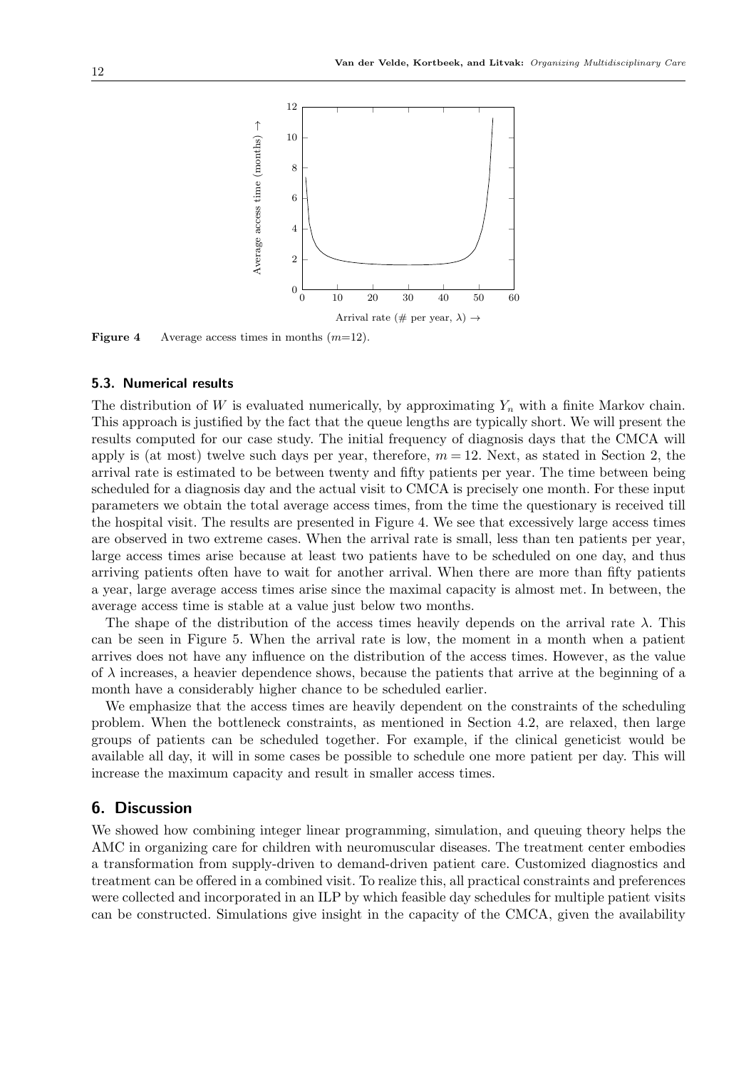**Figure 4** Average access times in months ($m$=12).

### 5.3. Numerical results

The distribution of $W$ is evaluated numerically, by approximating $Y_n$ with a finite Markov chain. This approach is justified by the fact that the queue lengths are typically short. We will present the results computed for our case study. The initial frequency of diagnosis days that the CMCA will apply is (at most) twelve such days per year, therefore, $m = 12$. Next, as stated in Section 2, the arrival rate is estimated to be between twenty and fifty patients per year. The time between being scheduled for a diagnosis day and the actual visit to CMCA is precisely one month. For these input parameters we obtain the total average access times, from the time the questionary is received till the hospital visit. The results are presented in Figure 4. We see that excessively large access times are observed in two extreme cases. When the arrival rate is small, less than ten patients per year, large access times arise because at least two patients have to be scheduled on one day, and thus arriving patients often have to wait for another arrival. When there are more than fifty patients a year, large average access times arise since the maximal capacity is almost met. In between, the average access time is stable at a value just below two months.

The shape of the distribution of the access times heavily depends on the arrival rate $\lambda$. This can be seen in Figure 5. When the arrival rate is low, the moment in a month when a patient arrives does not have any influence on the distribution of the access times. However, as the value of $\lambda$ increases, a heavier dependence shows, because the patients that arrive at the beginning of a month have a considerably higher chance to be scheduled earlier.

We emphasize that the access times are heavily dependent on the constraints of the scheduling problem. When the bottleneck constraints, as mentioned in Section 4.2, are relaxed, then large groups of patients can be scheduled together. For example, if the clinical geneticist would be available all day, it will in some cases be possible to schedule one more patient per day. This will increase the maximum capacity and result in smaller access times.

## 6. Discussion

We showed how combining integer linear programming, simulation, and queuing theory helps the AMC in organizing care for children with neuromuscular diseases. The treatment center embodies a transformation from supply-driven to demand-driven patient care. Customized diagnostics and treatment can be offered in a combined visit. To realize this, all practical constraints and preferences were collected and incorporated in an ILP by which feasible day schedules for multiple patient visits can be constructed. Simulations give insight in the capacity of the CMCA, given the availability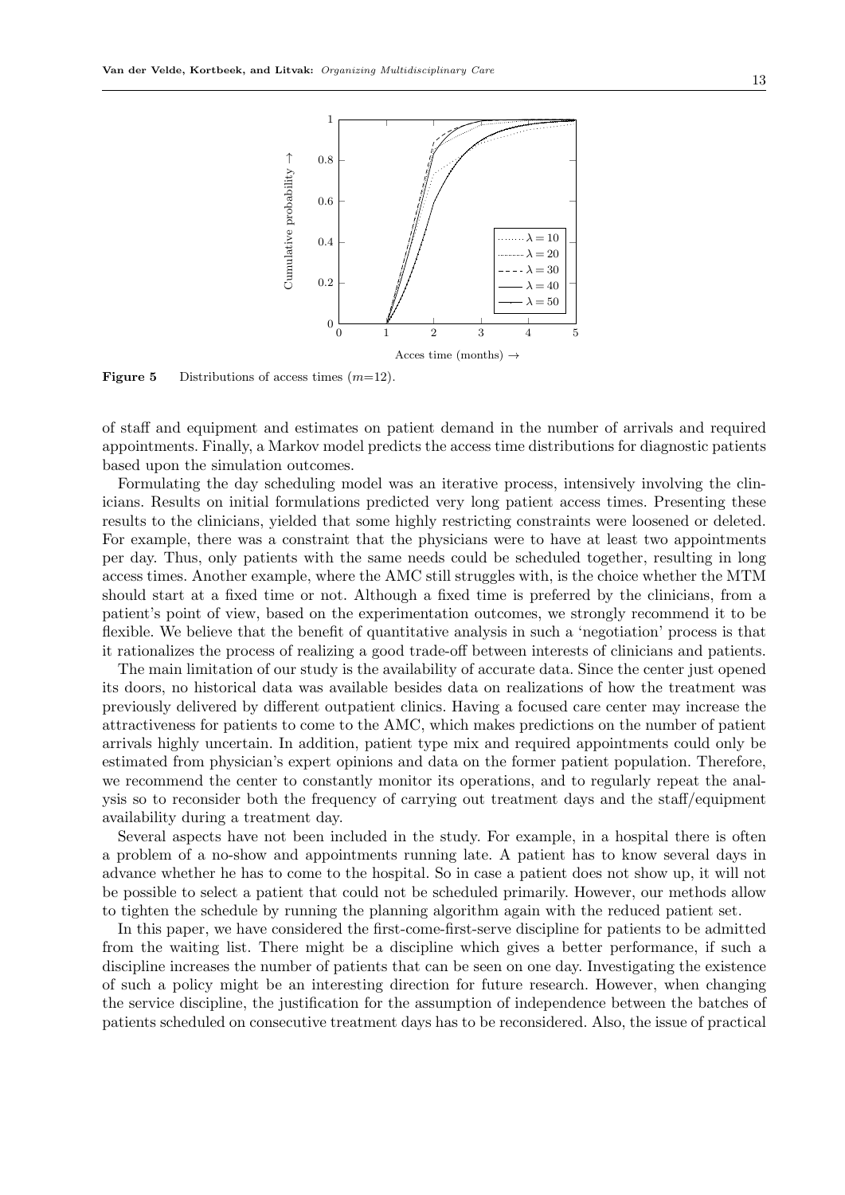**Figure 5** Distributions of access times ($m$=12).

of staff and equipment and estimates on patient demand in the number of arrivals and required appointments. Finally, a Markov model predicts the access time distributions for diagnostic patients based upon the simulation outcomes.

Formulating the day scheduling model was an iterative process, intensively involving the clinicians. Results on initial formulations predicted very long patient access times. Presenting these results to the clinicians, yielded that some highly restricting constraints were loosened or deleted. For example, there was a constraint that the physicians were to have at least two appointments per day. Thus, only patients with the same needs could be scheduled together, resulting in long access times. Another example, where the AMC still struggles with, is the choice whether the MTM should start at a fixed time or not. Although a fixed time is preferred by the clinicians, from a patient's point of view, based on the experimentation outcomes, we strongly recommend it to be flexible. We believe that the benefit of quantitative analysis in such a 'negotiation' process is that it rationalizes the process of realizing a good trade-off between interests of clinicians and patients.

The main limitation of our study is the availability of accurate data. Since the center just opened its doors, no historical data was available besides data on realizations of how the treatment was previously delivered by different outpatient clinics. Having a focused care center may increase the attractiveness for patients to come to the AMC, which makes predictions on the number of patient arrivals highly uncertain. In addition, patient type mix and required appointments could only be estimated from physician's expert opinions and data on the former patient population. Therefore, we recommend the center to constantly monitor its operations, and to regularly repeat the analysis so to reconsider both the frequency of carrying out treatment days and the staff/equipment availability during a treatment day.

Several aspects have not been included in the study. For example, in a hospital there is often a problem of a no-show and appointments running late. A patient has to know several days in advance whether he has to come to the hospital. So in case a patient does not show up, it will not be possible to select a patient that could not be scheduled primarily. However, our methods allow to tighten the schedule by running the planning algorithm again with the reduced patient set.

In this paper, we have considered the first-come-first-serve discipline for patients to be admitted from the waiting list. There might be a discipline which gives a better performance, if such a discipline increases the number of patients that can be seen on one day. Investigating the existence of such a policy might be an interesting direction for future research. However, when changing the service discipline, the justification for the assumption of independence between the batches of patients scheduled on consecutive treatment days has to be reconsidered. Also, the issue of practical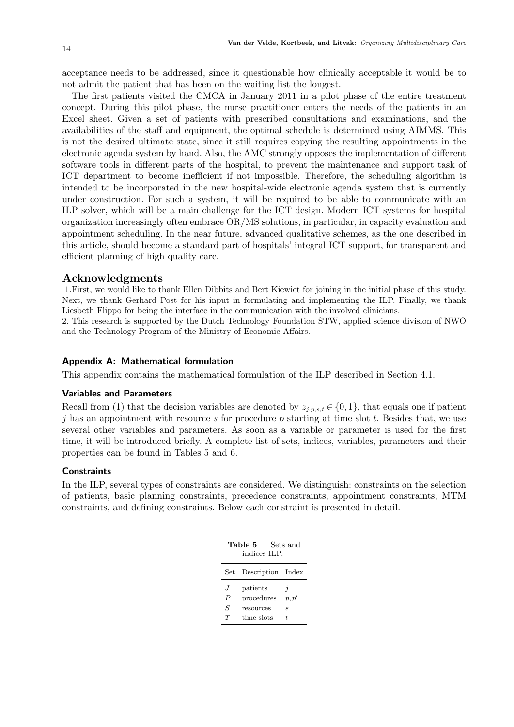acceptance needs to be addressed, since it questionable how clinically acceptable it would be to not admit the patient that has been on the waiting list the longest.

The first patients visited the CMCA in January 2011 in a pilot phase of the entire treatment concept. During this pilot phase, the nurse practitioner enters the needs of the patients in an Excel sheet. Given a set of patients with prescribed consultations and examinations, and the availabilities of the staff and equipment, the optimal schedule is determined using AIMMS. This is not the desired ultimate state, since it still requires copying the resulting appointments in the electronic agenda system by hand. Also, the AMC strongly opposes the implementation of different software tools in different parts of the hospital, to prevent the maintenance and support task of ICT department to become inefficient if not impossible. Therefore, the scheduling algorithm is intended to be incorporated in the new hospital-wide electronic agenda system that is currently under construction. For such a system, it will be required to be able to communicate with an ILP solver, which will be a main challenge for the ICT design. Modern ICT systems for hospital organization increasingly often embrace OR/MS solutions, in particular, in capacity evaluation and appointment scheduling. In the near future, advanced qualitative schemes, as the one described in this article, should become a standard part of hospitals' integral ICT support, for transparent and efficient planning of high quality care.

## Acknowledgments

1.First, we would like to thank Ellen Dibbits and Bert Kiewiet for joining in the initial phase of this study. Next, we thank Gerhard Post for his input in formulating and implementing the ILP. Finally, we thank Liesbeth Flippo for being the interface in the communication with the involved clinicians.

2. This research is supported by the Dutch Technology Foundation STW, applied science division of NWO and the Technology Program of the Ministry of Economic Affairs.

### Appendix A: Mathematical formulation

This appendix contains the mathematical formulation of the ILP described in Section 4.1.

### Variables and Parameters

Recall from (1) that the decision variables are denoted by $z_{j,p,s,t} \in \{0,1\}$, that equals one if patient $j$ has an appointment with resource $s$ for procedure $p$ starting at time slot $t$. Besides that, we use several other variables and parameters. As soon as a variable or parameter is used for the first time, it will be introduced briefly. A complete list of sets, indices, variables, parameters and their properties can be found in Tables 5 and 6.

### Constraints

In the ILP, several types of constraints are considered. We distinguish: constraints on the selection of patients, basic planning constraints, precedence constraints, appointment constraints, MTM constraints, and defining constraints. Below each constraint is presented in detail.

**Table 5** Sets and indices ILP.

| Set | Description | Index |
|---|---|---|
| $J$ | patients | $j$ |
| $P$ | procedures | $p, p'$ |
| $S$ | resources | $s$ |
| $T$ | time slots | $t$ |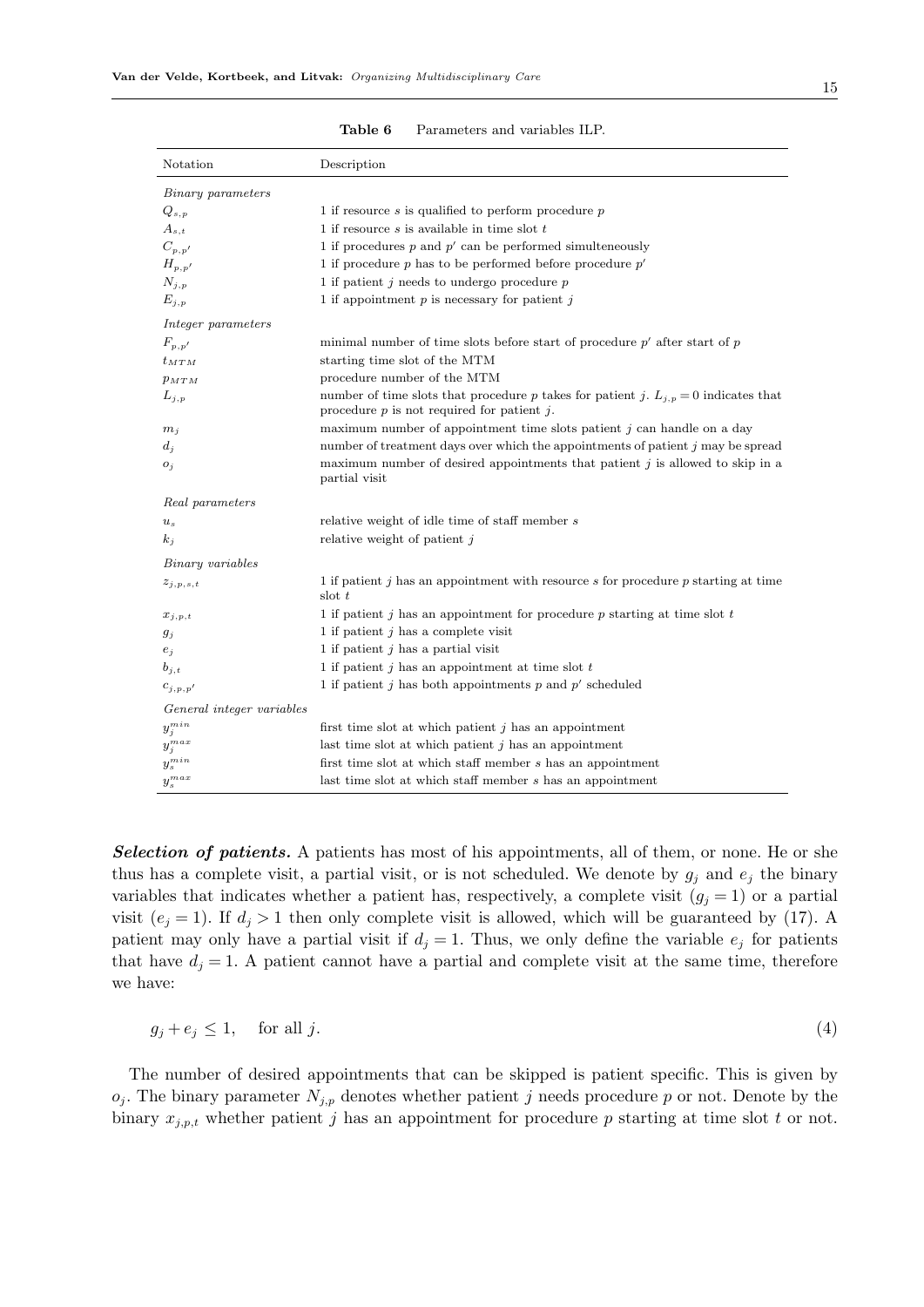**Table 6** Parameters and variables ILP.

| Notation | Description |
|---|---|
| *Binary parameters* | |
| $Q_{s,p}$ | 1 if resource $s$ is qualified to perform procedure $p$ |
| $A_{s,t}$ | 1 if resource $s$ is available in time slot $t$ |
| $C_{p,p'}$ | 1 if procedures $p$ and $p'$ can be performed simulteneously |
| $H_{p,p'}$ | 1 if procedure $p$ has to be performed before procedure $p'$ |
| $N_{j,p}$ | 1 if patient $j$ needs to undergo procedure $p$ |
| $E_{j,p}$ | 1 if appointment $p$ is necessary for patient $j$ |
| *Integer parameters* | |
| $F_{p,p'}$ | minimal number of time slots before start of procedure $p'$ after start of $p$ |
| $t_{MTM}$ | starting time slot of the MTM |
| $p_{MTM}$ | procedure number of the MTM |
| $L_{j,p}$ | number of time slots that procedure $p$ takes for patient $j$. $L_{j,p} = 0$ indicates that procedure $p$ is not required for patient $j$. |
| $m_j$ | maximum number of appointment time slots patient $j$ can handle on a day |
| $d_j$ | number of treatment days over which the appointments of patient $j$ may be spread |
| $o_j$ | maximum number of desired appointments that patient $j$ is allowed to skip in a partial visit |
| *Real parameters* | |
| $u_s$ | relative weight of idle time of staff member $s$ |
| $k_j$ | relative weight of patient $j$ |
| *Binary variables* | |
| $z_{j,p,s,t}$ | 1 if patient $j$ has an appointment with resource $s$ for procedure $p$ starting at time slot $t$ |
| $x_{j,p,t}$ | 1 if patient $j$ has an appointment for procedure $p$ starting at time slot $t$ |
| $g_j$ | 1 if patient $j$ has a complete visit |
| $e_j$ | 1 if patient $j$ has a partial visit |
| $b_{j,t}$ | 1 if patient $j$ has an appointment at time slot $t$ |
| $c_{j,p,p'}$ | 1 if patient $j$ has both appointments $p$ and $p'$ scheduled |
| *General integer variables* | |
| $y_j^{min}$ | first time slot at which patient $j$ has an appointment |
| $y_j^{max}$ | last time slot at which patient $j$ has an appointment |
| $y_s^{min}$ | first time slot at which staff member $s$ has an appointment |
| $y_s^{max}$ | last time slot at which staff member $s$ has an appointment |

***Selection of patients.*** A patients has most of his appointments, all of them, or none. He or she thus has a complete visit, a partial visit, or is not scheduled. We denote by $g_j$ and $e_j$ the binary variables that indicates whether a patient has, respectively, a complete visit ($g_j = 1$) or a partial visit ($e_j = 1$). If $d_j > 1$ then only complete visit is allowed, which will be guaranteed by (17). A patient may only have a partial visit if $d_j = 1$. Thus, we only define the variable $e_j$ for patients that have $d_j = 1$. A patient cannot have a partial and complete visit at the same time, therefore we have:

$$g_j + e_j \leq 1, \quad \text{for all } j. \tag{4}$$

The number of desired appointments that can be skipped is patient specific. This is given by $o_j$. The binary parameter $N_{j,p}$ denotes whether patient $j$ needs procedure $p$ or not. Denote by the binary $x_{j,p,t}$ whether patient $j$ has an appointment for procedure $p$ starting at time slot $t$ or not.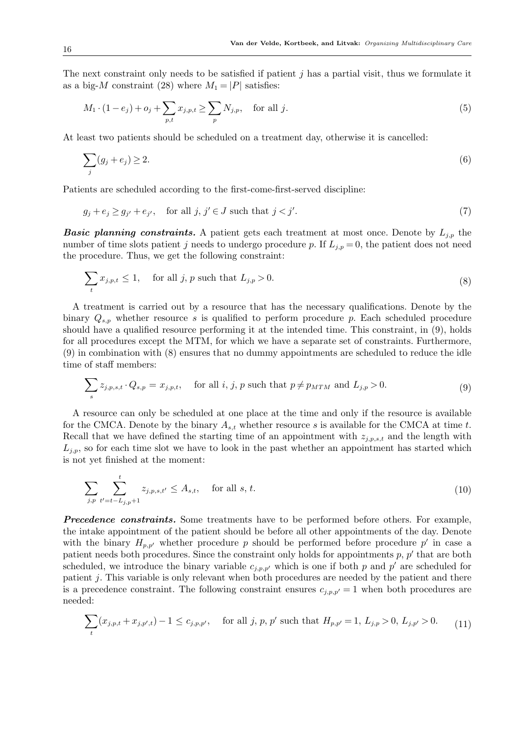The next constraint only needs to be satisfied if patient $j$ has a partial visit, thus we formulate it as a big-$M$ constraint (28) where $M_1 = |P|$ satisfies:

$$M_1 \cdot (1 - e_j) + o_j + \sum_{p,t} x_{j,p,t} \geq \sum_p N_{j,p}, \quad \text{for all } j. \tag{5}$$

At least two patients should be scheduled on a treatment day, otherwise it is cancelled:

$$\sum_j (g_j + e_j) \geq 2. \tag{6}$$

Patients are scheduled according to the first-come-first-served discipline:

$$g_j + e_j \geq g_{j'} + e_{j'}, \quad \text{for all } j, j' \in J \text{ such that } j < j'. \tag{7}$$

***Basic planning constraints.*** A patient gets each treatment at most once. Denote by $L_{j,p}$ the number of time slots patient $j$ needs to undergo procedure $p$. If $L_{j,p} = 0$, the patient does not need the procedure. Thus, we get the following constraint:

$$\sum_t x_{j,p,t} \leq 1, \quad \text{for all } j, p \text{ such that } L_{j,p} > 0. \tag{8}$$

A treatment is carried out by a resource that has the necessary qualifications. Denote by the binary $Q_{s,p}$ whether resource $s$ is qualified to perform procedure $p$. Each scheduled procedure should have a qualified resource performing it at the intended time. This constraint, in (9), holds for all procedures except the MTM, for which we have a separate set of constraints. Furthermore, (9) in combination with (8) ensures that no dummy appointments are scheduled to reduce the idle time of staff members:

$$\sum_s z_{j,p,s,t} \cdot Q_{s,p} = x_{j,p,t}, \quad \text{for all } i, j, p \text{ such that } p \neq p_{MTM} \text{ and } L_{j,p} > 0. \tag{9}$$

A resource can only be scheduled at one place at the time and only if the resource is available for the CMCA. Denote by the binary $A_{s,t}$ whether resource $s$ is available for the CMCA at time $t$. Recall that we have defined the starting time of an appointment with $z_{j,p,s,t}$ and the length with $L_{j,p}$, so for each time slot we have to look in the past whether an appointment has started which is not yet finished at the moment:

$$\sum_{j,p} \sum_{t'=t-L_{j,p}+1}^{t} z_{j,p,s,t'} \leq A_{s,t}, \quad \text{for all } s, t. \tag{10}$$

***Precedence constraints.*** Some treatments have to be performed before others. For example, the intake appointment of the patient should be before all other appointments of the day. Denote with the binary $H_{p,p'}$ whether procedure $p$ should be performed before procedure $p'$ in case a patient needs both procedures. Since the constraint only holds for appointments $p$, $p'$ that are both scheduled, we introduce the binary variable $c_{j,p,p'}$ which is one if both $p$ and $p'$ are scheduled for patient $j$. This variable is only relevant when both procedures are needed by the patient and there is a precedence constraint. The following constraint ensures $c_{j,p,p'} = 1$ when both procedures are needed:

$$\sum_t (x_{j,p,t} + x_{j,p',t}) - 1 \leq c_{j,p,p'}, \quad \text{for all } j, p, p' \text{ such that } H_{p,p'} = 1, \ L_{j,p} > 0, \ L_{j,p'} > 0. \tag{11}$$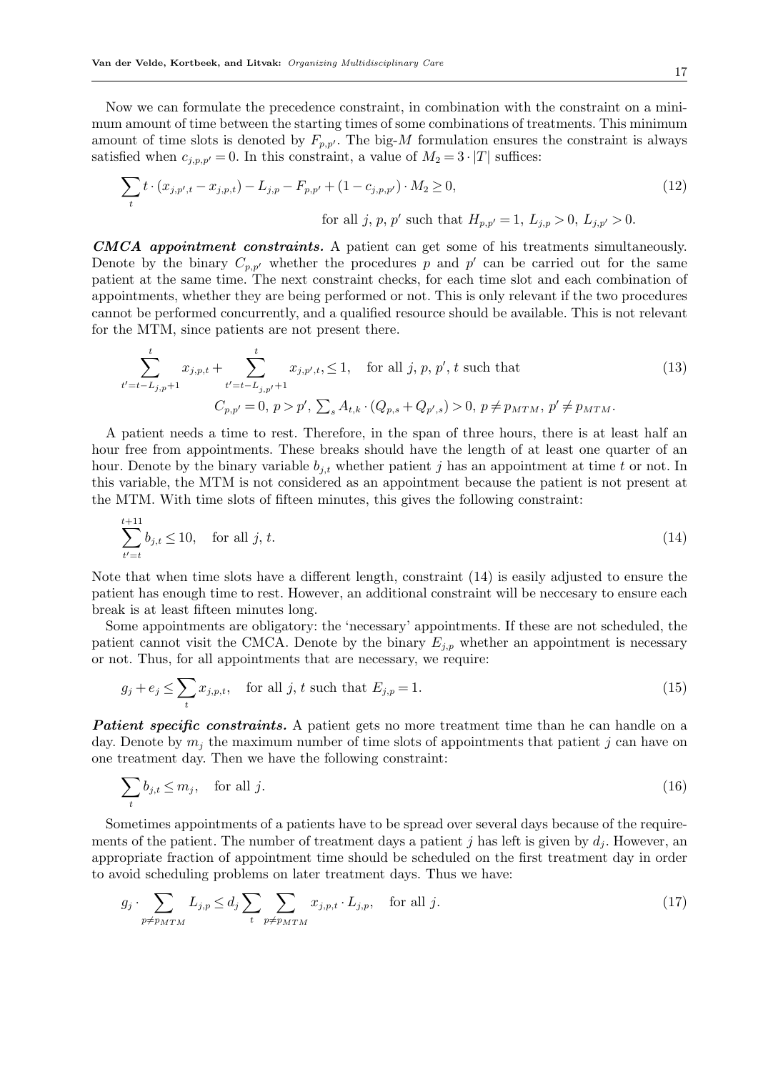Now we can formulate the precedence constraint, in combination with the constraint on a minimum amount of time between the starting times of some combinations of treatments. This minimum amount of time slots is denoted by $F_{p,p'}$. The big-$M$ formulation ensures the constraint is always satisfied when $c_{j,p,p'} = 0$. In this constraint, a value of $M_2 = 3 \cdot |T|$ suffices:

$$\sum_t t \cdot (x_{j,p',t} - x_{j,p,t}) - L_{j,p} - F_{p,p'} + (1 - c_{j,p,p'}) \cdot M_2 \geq 0, \tag{12}$$

$$\text{for all } j,\, p,\, p' \text{ such that } H_{p,p'} = 1,\, L_{j,p} > 0,\, L_{j,p'} > 0.$$

***CMCA appointment constraints.*** A patient can get some of his treatments simultaneously. Denote by the binary $C_{p,p'}$ whether the procedures $p$ and $p'$ can be carried out for the same patient at the same time. The next constraint checks, for each time slot and each combination of appointments, whether they are being performed or not. This is only relevant if the two procedures cannot be performed concurrently, and a qualified resource should be available. This is not relevant for the MTM, since patients are not present there.

$$\sum_{t'=t-L_{j,p}+1}^{t} x_{j,p,t} + \sum_{t'=t-L_{j,p'}+1}^{t} x_{j,p',t}, \leq 1, \quad \text{for all } j,\, p,\, p',\, t \text{ such that} \tag{13}$$

$$C_{p,p'} = 0,\, p > p',\, \textstyle\sum_s A_{t,k} \cdot (Q_{p,s} + Q_{p',s}) > 0,\, p \neq p_{MTM},\, p' \neq p_{MTM}.$$

A patient needs a time to rest. Therefore, in the span of three hours, there is at least half an hour free from appointments. These breaks should have the length of at least one quarter of an hour. Denote by the binary variable $b_{j,t}$ whether patient $j$ has an appointment at time $t$ or not. In this variable, the MTM is not considered as an appointment because the patient is not present at the MTM. With time slots of fifteen minutes, this gives the following constraint:

$$\sum_{t'=t}^{t+11} b_{j,t} \leq 10, \quad \text{for all } j,\, t. \tag{14}$$

Note that when time slots have a different length, constraint (14) is easily adjusted to ensure the patient has enough time to rest. However, an additional constraint will be neccesary to ensure each break is at least fifteen minutes long.

Some appointments are obligatory: the 'necessary' appointments. If these are not scheduled, the patient cannot visit the CMCA. Denote by the binary $E_{j,p}$ whether an appointment is necessary or not. Thus, for all appointments that are necessary, we require:

$$g_j + e_j \leq \sum_t x_{j,p,t}, \quad \text{for all } j,\, t \text{ such that } E_{j,p} = 1. \tag{15}$$

***Patient specific constraints.*** A patient gets no more treatment time than he can handle on a day. Denote by $m_j$ the maximum number of time slots of appointments that patient $j$ can have on one treatment day. Then we have the following constraint:

$$\sum_t b_{j,t} \leq m_j, \quad \text{for all } j. \tag{16}$$

Sometimes appointments of a patients have to be spread over several days because of the requirements of the patient. The number of treatment days a patient $j$ has left is given by $d_j$. However, an appropriate fraction of appointment time should be scheduled on the first treatment day in order to avoid scheduling problems on later treatment days. Thus we have:

$$g_j \cdot \sum_{p \neq p_{MTM}} L_{j,p} \leq d_j \sum_t \sum_{p \neq p_{MTM}} x_{j,p,t} \cdot L_{j,p}, \quad \text{for all } j. \tag{17}$$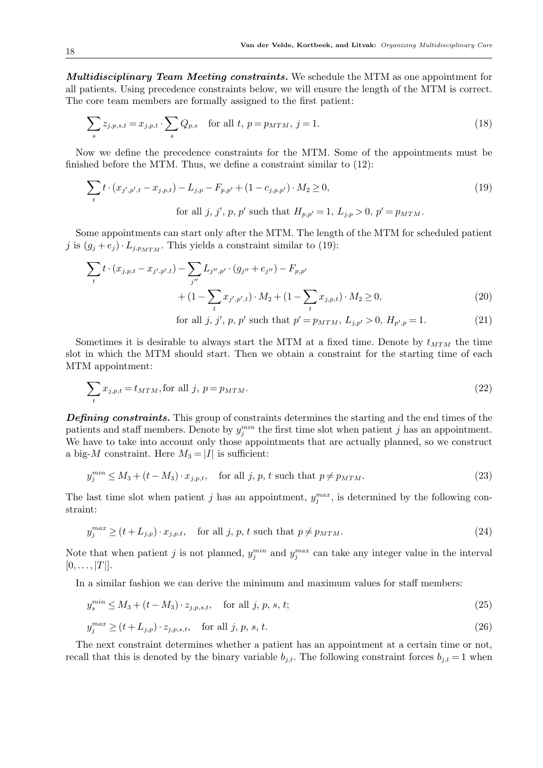***Multidisciplinary Team Meeting constraints.*** We schedule the MTM as one appointment for all patients. Using precedence constraints below, we will ensure the length of the MTM is correct. The core team members are formally assigned to the first patient:

$$\sum_s z_{j,p,s,t} = x_{j,p,t} \cdot \sum_s Q_{p,s} \quad \text{for all } t,\ p = p_{MTM},\ j = 1. \tag{18}$$

Now we define the precedence constraints for the MTM. Some of the appointments must be finished before the MTM. Thus, we define a constraint similar to (12):

$$\sum_t t \cdot (x_{j',p',t} - x_{j,p,t}) - L_{j,p} - F_{p,p'} + (1 - c_{j,p,p'}) \cdot M_2 \geq 0, \tag{19}$$

$$\text{for all } j,\ j',\ p,\ p' \text{ such that } H_{p,p'} = 1,\ L_{j,p} > 0,\ p' = p_{MTM}.$$

Some appointments can start only after the MTM. The length of the MTM for scheduled patient $j$ is $(g_j + e_j) \cdot L_{j,p_{MTM}}$. This yields a constraint similar to (19):

$$\sum_t t \cdot (x_{j,p,t} - x_{j',p',t}) - \sum_{j''} L_{j'',p'} \cdot (g_{j''} + e_{j''}) - F_{p,p'} + (1 - \sum_t x_{j',p',t}) \cdot M_2 + (1 - \sum_t x_{j,p,t}) \cdot M_2 \geq 0, \tag{20}$$

$$\text{for all } j,\ j',\ p,\ p' \text{ such that } p' = p_{MTM},\ L_{j,p'} > 0,\ H_{p',p} = 1. \tag{21}$$

Sometimes it is desirable to always start the MTM at a fixed time. Denote by $t_{MTM}$ the time slot in which the MTM should start. Then we obtain a constraint for the starting time of each MTM appointment:

$$\sum_t x_{j,p,t} = t_{MTM}, \text{for all } j,\ p = p_{MTM}. \tag{22}$$

***Defining constraints.*** This group of constraints determines the starting and the end times of the patients and staff members. Denote by $y_j^{min}$ the first time slot when patient $j$ has an appointment. We have to take into account only those appointments that are actually planned, so we construct a big-$M$ constraint. Here $M_3 = |I|$ is sufficient:

$$y_j^{min} \leq M_3 + (t - M_3) \cdot x_{j,p,t}, \quad \text{for all } j,\ p,\ t \text{ such that } p \neq p_{MTM}. \tag{23}$$

The last time slot when patient $j$ has an appointment, $y_j^{max}$, is determined by the following constraint:

$$y_j^{max} \geq (t + L_{j,p}) \cdot x_{j,p,t}, \quad \text{for all } j,\ p,\ t \text{ such that } p \neq p_{MTM}. \tag{24}$$

Note that when patient $j$ is not planned, $y_j^{min}$ and $y_j^{max}$ can take any integer value in the interval $[0, \ldots, |T|]$.

In a similar fashion we can derive the minimum and maximum values for staff members:

$$y_s^{min} \leq M_3 + (t - M_3) \cdot z_{j,p,s,t}, \quad \text{for all } j,\ p,\ s,\ t; \tag{25}$$

$$y_j^{max} \geq (t + L_{j,p}) \cdot z_{j,p,s,t}, \quad \text{for all } j,\ p,\ s,\ t. \tag{26}$$

The next constraint determines whether a patient has an appointment at a certain time or not, recall that this is denoted by the binary variable $b_{j,t}$. The following constraint forces $b_{j,t} = 1$ when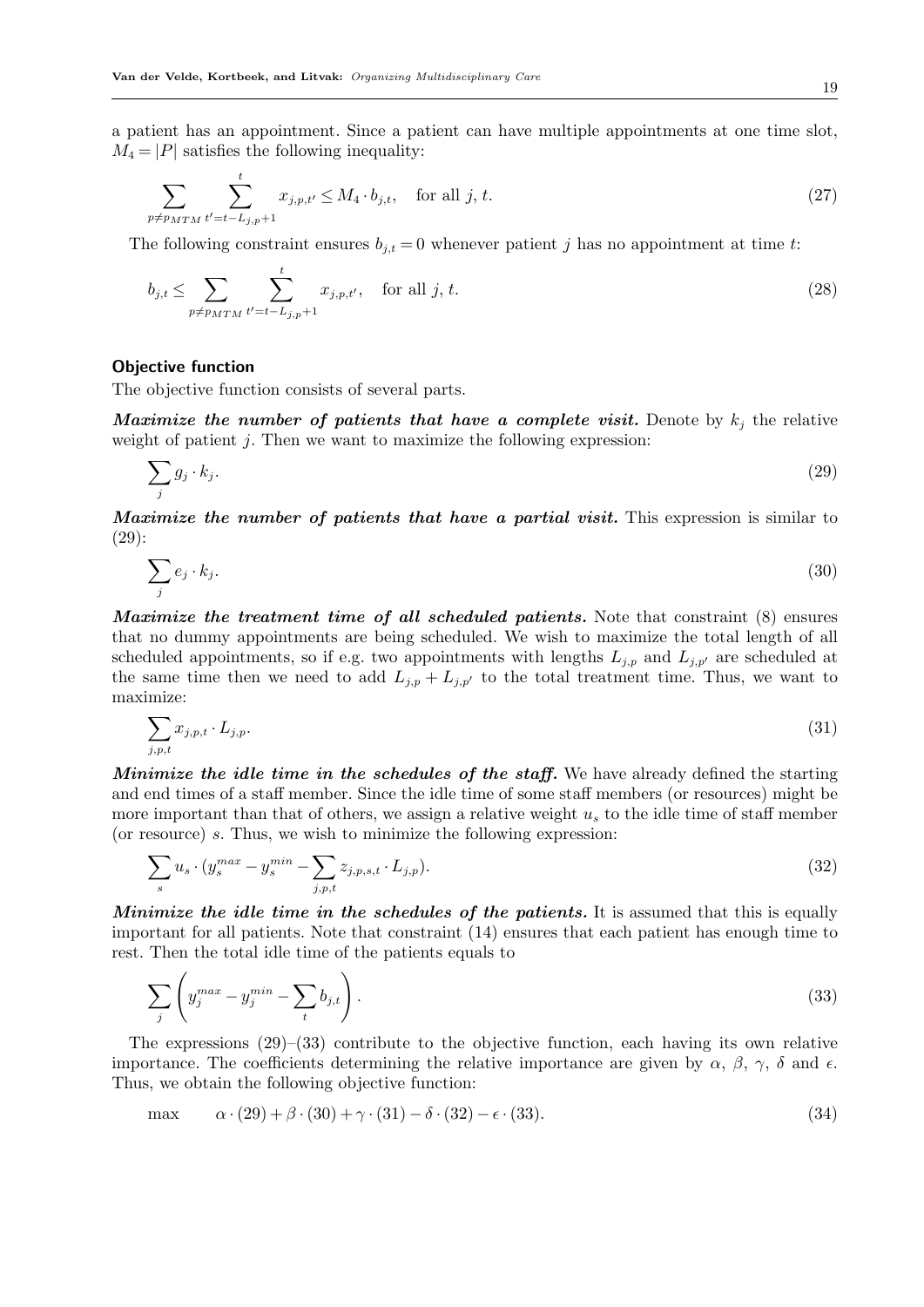a patient has an appointment. Since a patient can have multiple appointments at one time slot, $M_4 = |P|$ satisfies the following inequality:

$$\sum_{p \neq p_{MTM}} \sum_{t'=t-L_{j,p}+1}^{t} x_{j,p,t'} \leq M_4 \cdot b_{j,t}, \quad \text{for all } j, t. \tag{27}$$

The following constraint ensures $b_{j,t} = 0$ whenever patient $j$ has no appointment at time $t$:

$$b_{j,t} \leq \sum_{p \neq p_{MTM}} \sum_{t'=t-L_{j,p}+1}^{t} x_{j,p,t'}, \quad \text{for all } j, t. \tag{28}$$

#### Objective function

The objective function consists of several parts.

***Maximize the number of patients that have a complete visit.*** Denote by $k_j$ the relative weight of patient $j$. Then we want to maximize the following expression:

$$\sum_j g_j \cdot k_j. \tag{29}$$

***Maximize the number of patients that have a partial visit.*** This expression is similar to (29):

$$\sum_j e_j \cdot k_j. \tag{30}$$

***Maximize the treatment time of all scheduled patients.*** Note that constraint (8) ensures that no dummy appointments are being scheduled. We wish to maximize the total length of all scheduled appointments, so if e.g. two appointments with lengths $L_{j,p}$ and $L_{j,p'}$ are scheduled at the same time then we need to add $L_{j,p} + L_{j,p'}$ to the total treatment time. Thus, we want to maximize:

$$\sum_{j,p,t} x_{j,p,t} \cdot L_{j,p}. \tag{31}$$

***Minimize the idle time in the schedules of the staff.*** We have already defined the starting and end times of a staff member. Since the idle time of some staff members (or resources) might be more important than that of others, we assign a relative weight $u_s$ to the idle time of staff member (or resource) $s$. Thus, we wish to minimize the following expression:

$$\sum_s u_s \cdot (y_s^{max} - y_s^{min} - \sum_{j,p,t} z_{j,p,s,t} \cdot L_{j,p}). \tag{32}$$

***Minimize the idle time in the schedules of the patients.*** It is assumed that this is equally important for all patients. Note that constraint (14) ensures that each patient has enough time to rest. Then the total idle time of the patients equals to

$$\sum_j \left( y_j^{max} - y_j^{min} - \sum_t b_{j,t} \right). \tag{33}$$

The expressions (29)–(33) contribute to the objective function, each having its own relative importance. The coefficients determining the relative importance are given by $\alpha$, $\beta$, $\gamma$, $\delta$ and $\epsilon$. Thus, we obtain the following objective function:

$$\max \qquad \alpha \cdot (29) + \beta \cdot (30) + \gamma \cdot (31) - \delta \cdot (32) - \epsilon \cdot (33). \tag{34}$$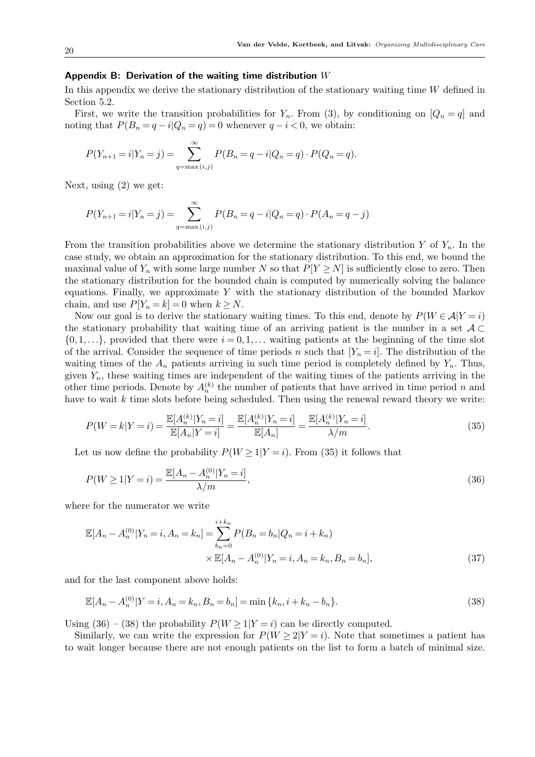## Appendix B: Derivation of the waiting time distribution $W$

In this appendix we derive the stationary distribution of the stationary waiting time $W$ defined in Section 5.2.

First, we write the transition probabilities for $Y_n$. From (3), by conditioning on $[Q_n = q]$ and noting that $P(B_n = q - i | Q_n = q) = 0$ whenever $q - i < 0$, we obtain:

$$P(Y_{n+1} = i | Y_n = j) = \sum_{q=\max(i,j)}^{\infty} P(B_n = q - i | Q_n = q) \cdot P(Q_n = q).$$

Next, using (2) we get:

$$P(Y_{n+1} = i | Y_n = j) = \sum_{q=\max(i,j)}^{\infty} P(B_n = q - i | Q_n = q) \cdot P(A_n = q - j)$$

From the transition probabilities above we determine the stationary distribution $Y$ of $Y_n$. In the case study, we obtain an approximation for the stationary distribution. To this end, we bound the maximal value of $Y_n$ with some large number $N$ so that $P[Y \geq N]$ is sufficiently close to zero. Then the stationary distribution for the bounded chain is computed by numerically solving the balance equations. Finally, we approximate $Y$ with the stationary distribution of the bounded Markov chain, and use $P[Y_n = k] = 0$ when $k \geq N$.

Now our goal is to derive the stationary waiting times. To this end, denote by $P(W \in \mathcal{A} | Y = i)$ the stationary probability that waiting time of an arriving patient is the number in a set $\mathcal{A} \subset \{0, 1, \ldots\}$, provided that there were $i = 0, 1, \ldots$ waiting patients at the beginning of the time slot of the arrival. Consider the sequence of time periods $n$ such that $[Y_n = i]$. The distribution of the waiting times of the $A_n$ patients arriving in such time period is completely defined by $Y_n$. Thus, given $Y_n$, these waiting times are independent of the waiting times of the patients arriving in the other time periods. Denote by $A_n^{(k)}$ the number of patients that have arrived in time period $n$ and have to wait $k$ time slots before being scheduled. Then using the renewal reward theory we write:

$$P(W = k | Y = i) = \frac{\mathbb{E}[A_n^{(k)} | Y_n = i]}{\mathbb{E}[A_n | Y = i]} = \frac{\mathbb{E}[A_n^{(k)} | Y_n = i]}{\mathbb{E}[A_n]} = \frac{\mathbb{E}[A_n^{(k)} | Y_n = i]}{\lambda / m}. \tag{35}$$

Let us now define the probability $P(W \geq 1 | Y = i)$. From (35) it follows that

$$P(W \geq 1 | Y = i) = \frac{\mathbb{E}[A_n - A_n^{(0)} | Y_n = i]}{\lambda / m}, \tag{36}$$

where for the numerator we write

$$\begin{aligned}
\mathbb{E}[A_n - A_n^{(0)} | Y_n = i, A_n = k_n] = \sum_{b_n=0}^{i+k_n} & P(B_n = b_n | Q_n = i + k_n) \\
& \times \mathbb{E}[A_n - A_n^{(0)} | Y_n = i, A_n = k_n, B_n = b_n],
\end{aligned} \tag{37}$$

and for the last component above holds:

$$\mathbb{E}[A_n - A_n^{(0)} | Y = i, A_n = k_n, B_n = b_n] = \min\{k_n, i + k_n - b_n\}. \tag{38}$$

Using (36) – (38) the probability $P(W \geq 1 | Y = i)$ can be directly computed.

Similarly, we can write the expression for $P(W \geq 2 | Y = i)$. Note that sometimes a patient has to wait longer because there are not enough patients on the list to form a batch of minimal size.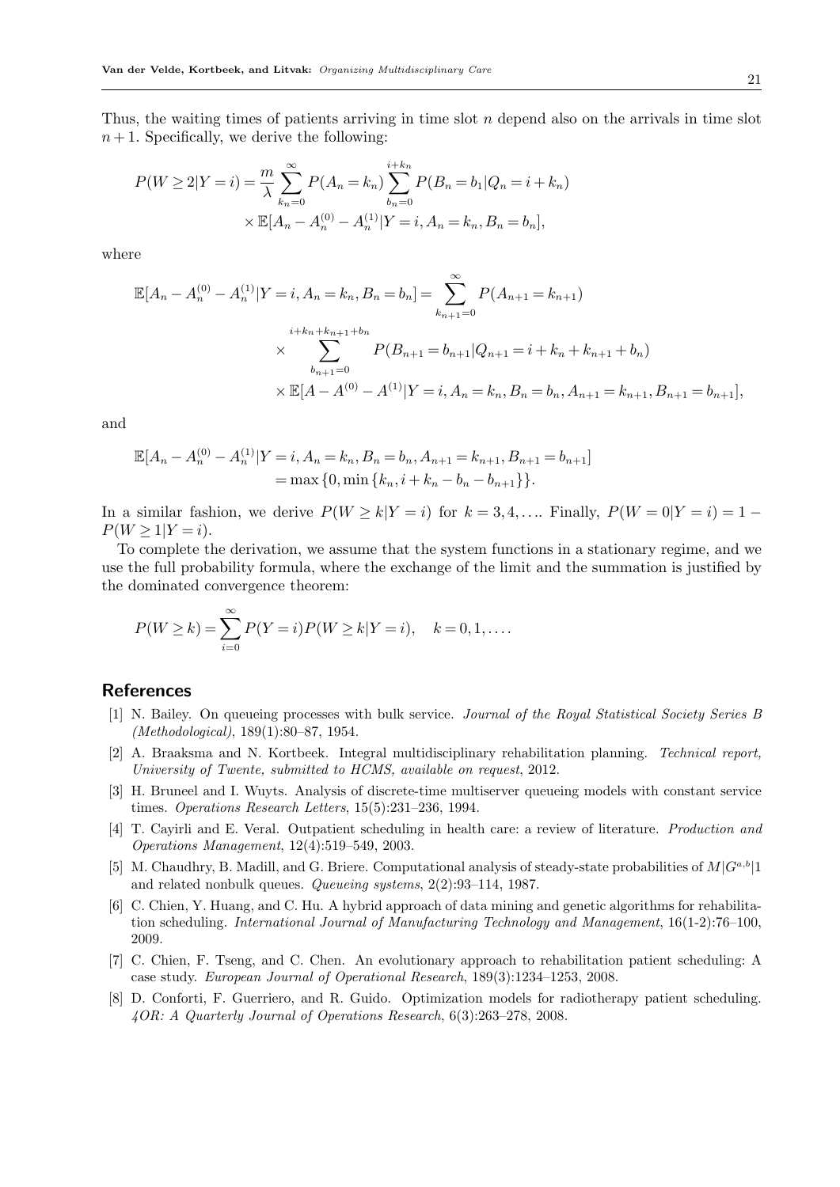Thus, the waiting times of patients arriving in time slot $n$ depend also on the arrivals in time slot $n+1$. Specifically, we derive the following:

$$
\begin{aligned}
P(W \geq 2|Y=i) = \frac{m}{\lambda} \sum_{k_n=0}^{\infty} P(A_n = k_n) \sum_{b_n=0}^{i+k_n} P(B_n = b_1 | Q_n = i + k_n) \\
\times \mathbb{E}[A_n - A_n^{(0)} - A_n^{(1)} | Y = i, A_n = k_n, B_n = b_n],
\end{aligned}
$$

where

$$
\begin{aligned}
\mathbb{E}[A_n - A_n^{(0)} - A_n^{(1)} | Y = i, A_n = k_n, B_n = b_n] = \sum_{k_{n+1}=0}^{\infty} P(A_{n+1} = k_{n+1}) \\
\times \sum_{b_{n+1}=0}^{i+k_n+k_{n+1}+b_n} P(B_{n+1} = b_{n+1} | Q_{n+1} = i + k_n + k_{n+1} + b_n) \\
\times \mathbb{E}[A - A^{(0)} - A^{(1)} | Y = i, A_n = k_n, B_n = b_n, A_{n+1} = k_{n+1}, B_{n+1} = b_{n+1}],
\end{aligned}
$$

and

$$
\begin{aligned}
\mathbb{E}[A_n - A_n^{(0)} - A_n^{(1)} | Y = i, A_n = k_n, B_n = b_n, A_{n+1} = k_{n+1}, B_{n+1} = b_{n+1}] \\
= \max\{0, \min\{k_n, i + k_n - b_n - b_{n+1}\}\}.
\end{aligned}
$$

In a similar fashion, we derive $P(W \geq k|Y=i)$ for $k = 3, 4, \ldots$. Finally, $P(W = 0|Y = i) = 1 - P(W \geq 1|Y = i)$.

To complete the derivation, we assume that the system functions in a stationary regime, and we use the full probability formula, where the exchange of the limit and the summation is justified by the dominated convergence theorem:

$$
P(W \geq k) = \sum_{i=0}^{\infty} P(Y = i) P(W \geq k | Y = i), \quad k = 0, 1, \ldots.
$$

## References

[1] N. Bailey. On queueing processes with bulk service. *Journal of the Royal Statistical Society Series B (Methodological)*, 189(1):80–87, 1954.

[2] A. Braaksma and N. Kortbeek. Integral multidisciplinary rehabilitation planning. *Technical report, University of Twente, submitted to HCMS, available on request*, 2012.

[3] H. Bruneel and I. Wuyts. Analysis of discrete-time multiserver queueing models with constant service times. *Operations Research Letters*, 15(5):231–236, 1994.

[4] T. Cayirli and E. Veral. Outpatient scheduling in health care: a review of literature. *Production and Operations Management*, 12(4):519–549, 2003.

[5] M. Chaudhry, B. Madill, and G. Briere. Computational analysis of steady-state probabilities of $M|G^{a,b}|1$ and related nonbulk queues. *Queueing systems*, 2(2):93–114, 1987.

[6] C. Chien, Y. Huang, and C. Hu. A hybrid approach of data mining and genetic algorithms for rehabilitation scheduling. *International Journal of Manufacturing Technology and Management*, 16(1-2):76–100, 2009.

[7] C. Chien, F. Tseng, and C. Chen. An evolutionary approach to rehabilitation patient scheduling: A case study. *European Journal of Operational Research*, 189(3):1234–1253, 2008.

[8] D. Conforti, F. Guerriero, and R. Guido. Optimization models for radiotherapy patient scheduling. *4OR: A Quarterly Journal of Operations Research*, 6(3):263–278, 2008.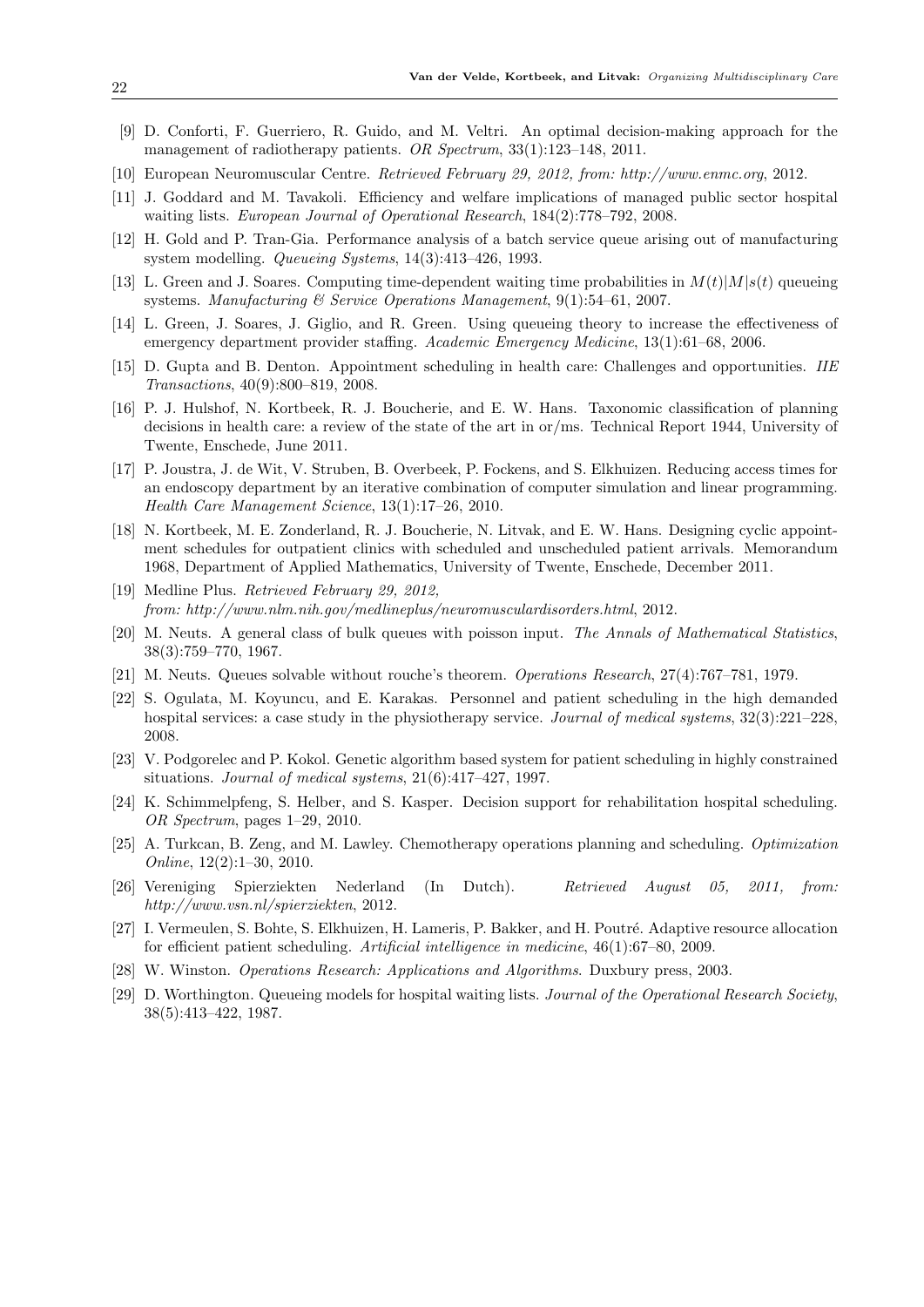[9] D. Conforti, F. Guerriero, R. Guido, and M. Veltri. An optimal decision-making approach for the management of radiotherapy patients. *OR Spectrum*, 33(1):123–148, 2011.

[10] European Neuromuscular Centre. *Retrieved February 29, 2012, from: http://www.enmc.org*, 2012.

[11] J. Goddard and M. Tavakoli. Efficiency and welfare implications of managed public sector hospital waiting lists. *European Journal of Operational Research*, 184(2):778–792, 2008.

[12] H. Gold and P. Tran-Gia. Performance analysis of a batch service queue arising out of manufacturing system modelling. *Queueing Systems*, 14(3):413–426, 1993.

[13] L. Green and J. Soares. Computing time-dependent waiting time probabilities in $M(t)|M|s(t)$ queueing systems. *Manufacturing & Service Operations Management*, 9(1):54–61, 2007.

[14] L. Green, J. Soares, J. Giglio, and R. Green. Using queueing theory to increase the effectiveness of emergency department provider staffing. *Academic Emergency Medicine*, 13(1):61–68, 2006.

[15] D. Gupta and B. Denton. Appointment scheduling in health care: Challenges and opportunities. *IIE Transactions*, 40(9):800–819, 2008.

[16] P. J. Hulshof, N. Kortbeek, R. J. Boucherie, and E. W. Hans. Taxonomic classification of planning decisions in health care: a review of the state of the art in or/ms. Technical Report 1944, University of Twente, Enschede, June 2011.

[17] P. Joustra, J. de Wit, V. Struben, B. Overbeek, P. Fockens, and S. Elkhuizen. Reducing access times for an endoscopy department by an iterative combination of computer simulation and linear programming. *Health Care Management Science*, 13(1):17–26, 2010.

[18] N. Kortbeek, M. E. Zonderland, R. J. Boucherie, N. Litvak, and E. W. Hans. Designing cyclic appointment schedules for outpatient clinics with scheduled and unscheduled patient arrivals. Memorandum 1968, Department of Applied Mathematics, University of Twente, Enschede, December 2011.

[19] Medline Plus. *Retrieved February 29, 2012, from: http://www.nlm.nih.gov/medlineplus/neuromusculardisorders.html*, 2012.

[20] M. Neuts. A general class of bulk queues with poisson input. *The Annals of Mathematical Statistics*, 38(3):759–770, 1967.

[21] M. Neuts. Queues solvable without rouche's theorem. *Operations Research*, 27(4):767–781, 1979.

[22] S. Ogulata, M. Koyuncu, and E. Karakas. Personnel and patient scheduling in the high demanded hospital services: a case study in the physiotherapy service. *Journal of medical systems*, 32(3):221–228, 2008.

[23] V. Podgorelec and P. Kokol. Genetic algorithm based system for patient scheduling in highly constrained situations. *Journal of medical systems*, 21(6):417–427, 1997.

[24] K. Schimmelpfeng, S. Helber, and S. Kasper. Decision support for rehabilitation hospital scheduling. *OR Spectrum*, pages 1–29, 2010.

[25] A. Turkcan, B. Zeng, and M. Lawley. Chemotherapy operations planning and scheduling. *Optimization Online*, 12(2):1–30, 2010.

[26] Vereniging Spierziekten Nederland (In Dutch). *Retrieved August 05, 2011, from: http://www.vsn.nl/spierziekten*, 2012.

[27] I. Vermeulen, S. Bohte, S. Elkhuizen, H. Lameris, P. Bakker, and H. Poutré. Adaptive resource allocation for efficient patient scheduling. *Artificial intelligence in medicine*, 46(1):67–80, 2009.

[28] W. Winston. *Operations Research: Applications and Algorithms*. Duxbury press, 2003.

[29] D. Worthington. Queueing models for hospital waiting lists. *Journal of the Operational Research Society*, 38(5):413–422, 1987.